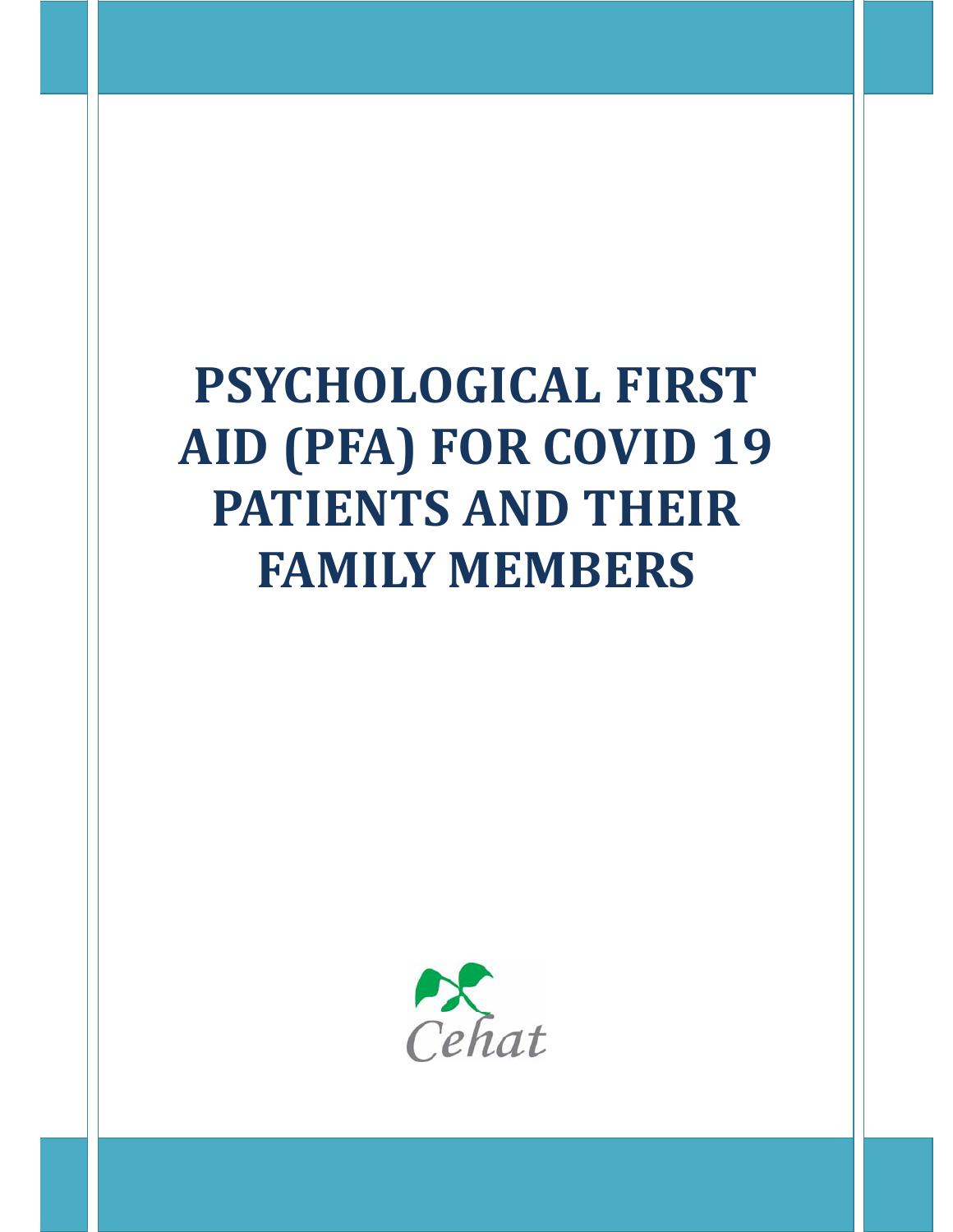# PSYCHOLOGICAL FIRST AID (PFA) FOR COVID 19 PATIENTS AND THEIR FAMILY MEMBERS

Cehat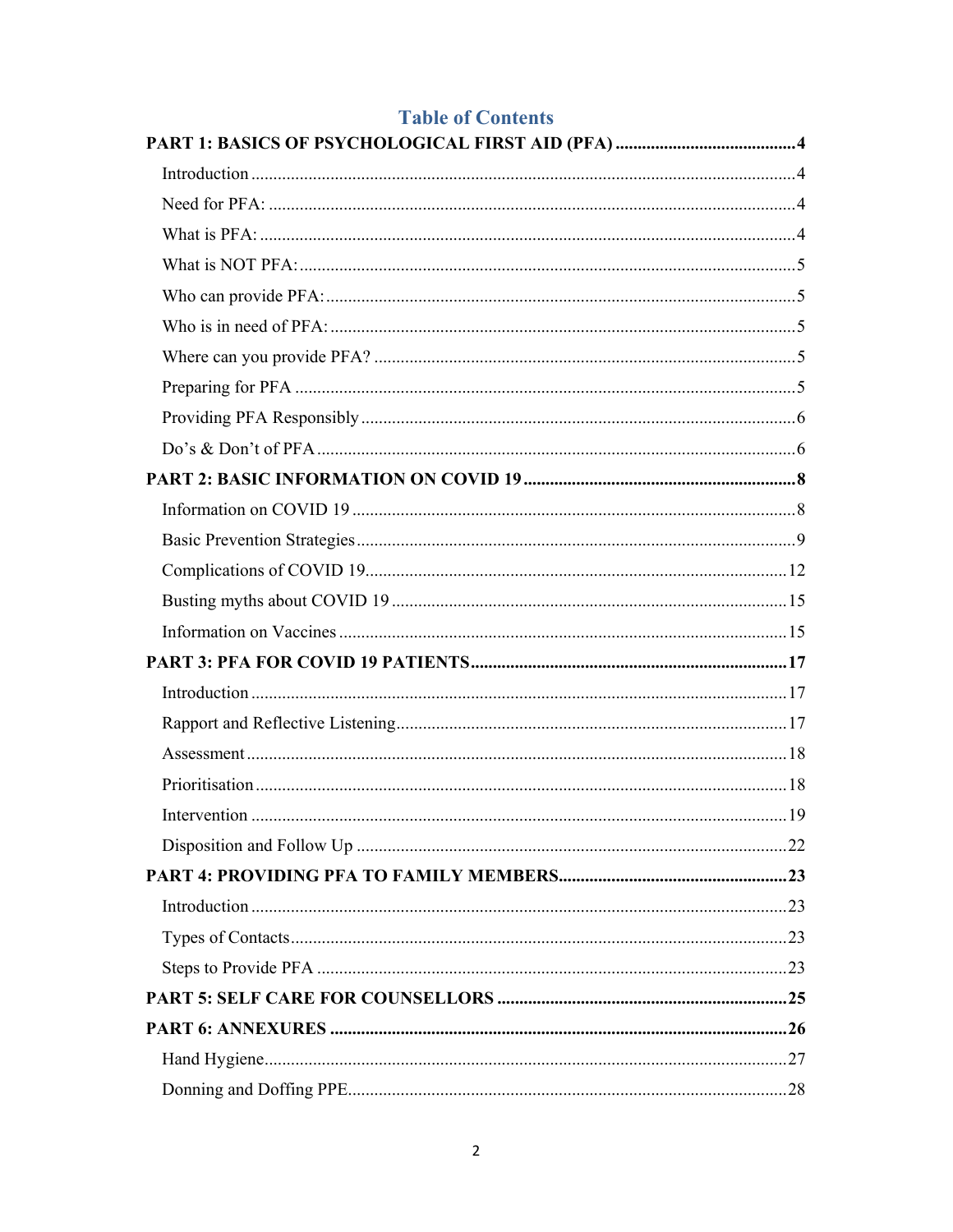# Table of Contents

**PART 1: BASICS OF PSYCHOLOGICAL FIRST AID (PFA) .......................................... 4**

- Introduction ........................................................................................................... 4
- Need for PFA: ......................................................................................................... 4
- What is PFA: .......................................................................................................... 4
- What is NOT PFA: .................................................................................................. 5
- Who can provide PFA: ............................................................................................ 5
- Who is in need of PFA: ........................................................................................... 5
- Where can you provide PFA? .................................................................................. 5
- Preparing for PFA ................................................................................................... 5
- Providing PFA Responsibly ..................................................................................... 6
- Do's & Don't of PFA ............................................................................................... 6

**PART 2: BASIC INFORMATION ON COVID 19 .............................................................. 8**

- Information on COVID 19 ....................................................................................... 8
- Basic Prevention Strategies ..................................................................................... 9
- Complications of COVID 19 .................................................................................. 12
- Busting myths about COVID 19 ............................................................................ 15
- Information on Vaccines ....................................................................................... 15

**PART 3: PFA FOR COVID 19 PATIENTS ........................................................................ 17**

- Introduction ......................................................................................................... 17
- Rapport and Reflective Listening ........................................................................... 17
- Assessment .......................................................................................................... 18
- Prioritisation ........................................................................................................ 18
- Intervention ......................................................................................................... 19
- Disposition and Follow Up .................................................................................... 22

**PART 4: PROVIDING PFA TO FAMILY MEMBERS .................................................... 23**

- Introduction ......................................................................................................... 23
- Types of Contacts .................................................................................................. 23
- Steps to Provide PFA ............................................................................................ 23

**PART 5: SELF CARE FOR COUNSELLORS .................................................................. 25**

**PART 6: ANNEXURES ....................................................................................................... 26**

- Hand Hygiene ....................................................................................................... 27
- Donning and Doffing PPE ..................................................................................... 28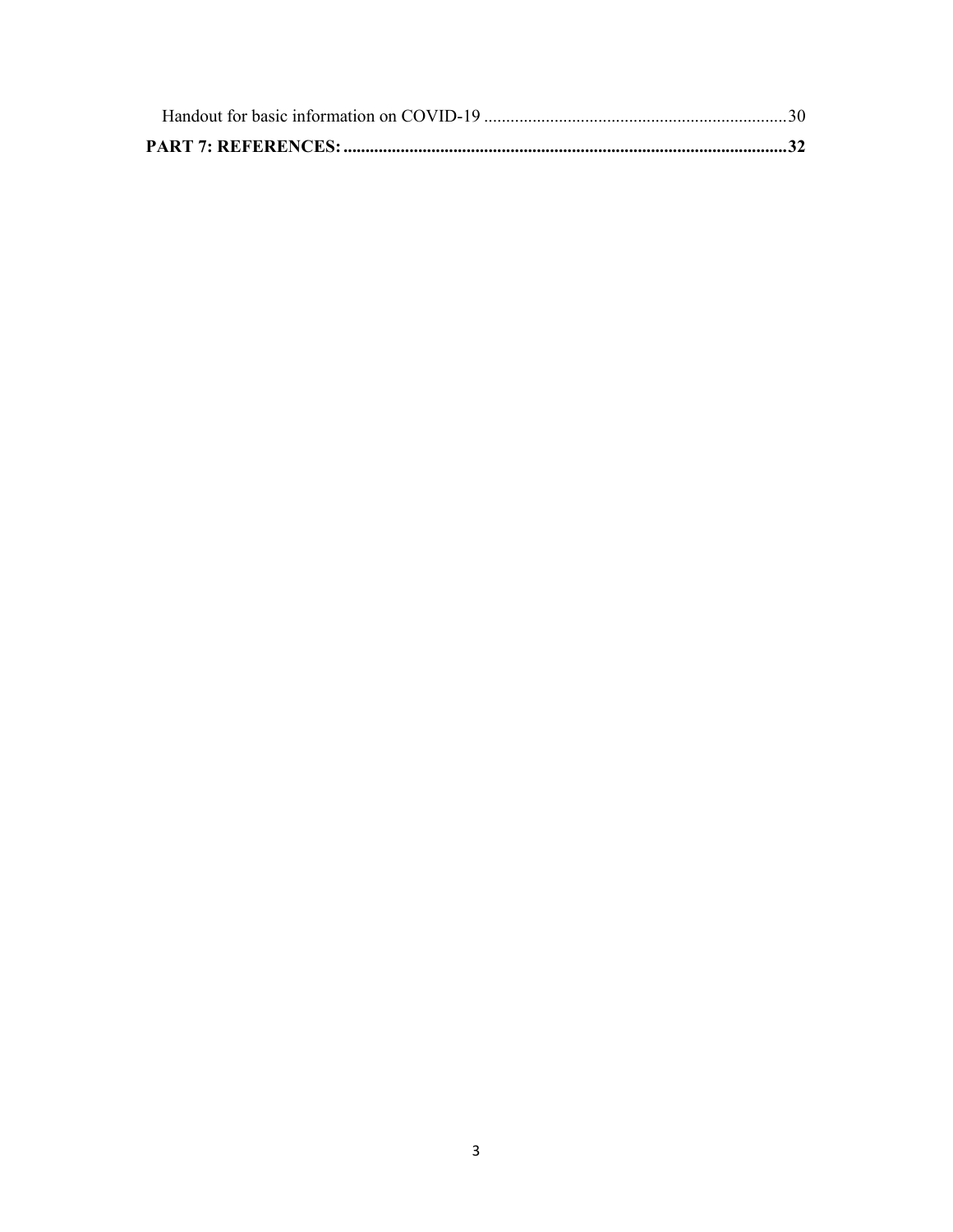Handout for basic information on COVID-19 .................................................................... 30

**PART 7: REFERENCES: ..................................................................................................... 32**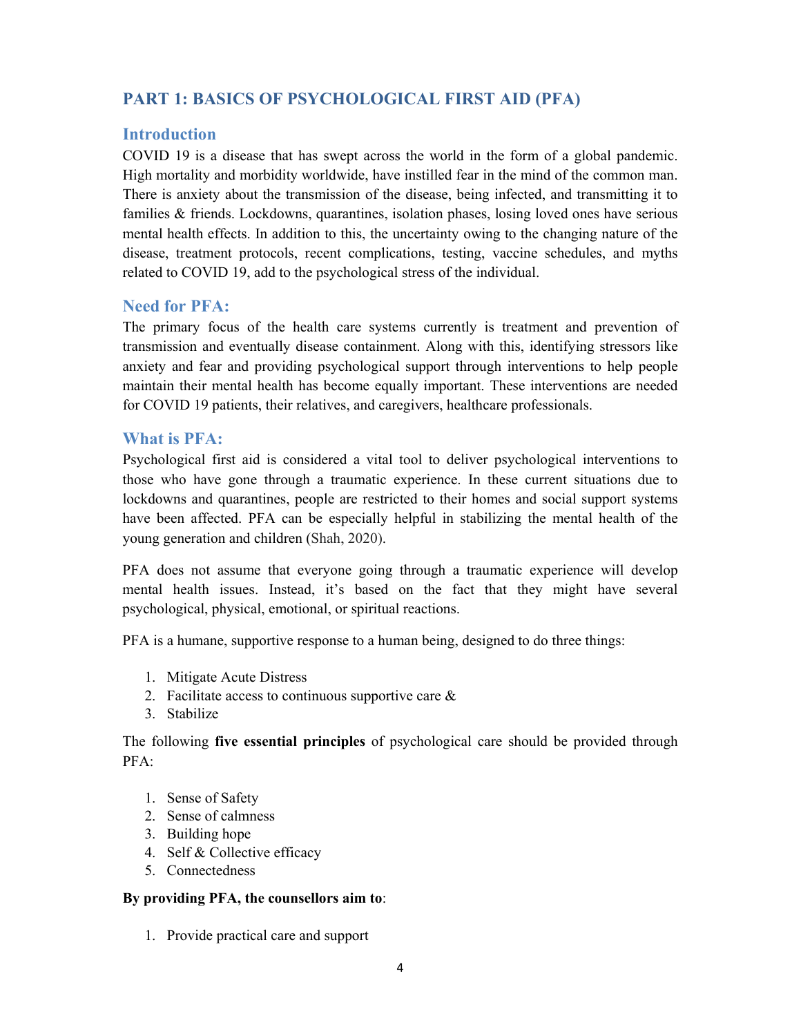## PART 1: BASICS OF PSYCHOLOGICAL FIRST AID (PFA)

### Introduction

COVID 19 is a disease that has swept across the world in the form of a global pandemic. High mortality and morbidity worldwide, have instilled fear in the mind of the common man. There is anxiety about the transmission of the disease, being infected, and transmitting it to families & friends. Lockdowns, quarantines, isolation phases, losing loved ones have serious mental health effects. In addition to this, the uncertainty owing to the changing nature of the disease, treatment protocols, recent complications, testing, vaccine schedules, and myths related to COVID 19, add to the psychological stress of the individual.

### Need for PFA:

The primary focus of the health care systems currently is treatment and prevention of transmission and eventually disease containment. Along with this, identifying stressors like anxiety and fear and providing psychological support through interventions to help people maintain their mental health has become equally important. These interventions are needed for COVID 19 patients, their relatives, and caregivers, healthcare professionals.

### What is PFA:

Psychological first aid is considered a vital tool to deliver psychological interventions to those who have gone through a traumatic experience. In these current situations due to lockdowns and quarantines, people are restricted to their homes and social support systems have been affected. PFA can be especially helpful in stabilizing the mental health of the young generation and children (Shah, 2020).

PFA does not assume that everyone going through a traumatic experience will develop mental health issues. Instead, it's based on the fact that they might have several psychological, physical, emotional, or spiritual reactions.

PFA is a humane, supportive response to a human being, designed to do three things:

1. Mitigate Acute Distress
2. Facilitate access to continuous supportive care &
3. Stabilize

The following **five essential principles** of psychological care should be provided through PFA:

1. Sense of Safety
2. Sense of calmness
3. Building hope
4. Self & Collective efficacy
5. Connectedness

**By providing PFA, the counsellors aim to**:

1. Provide practical care and support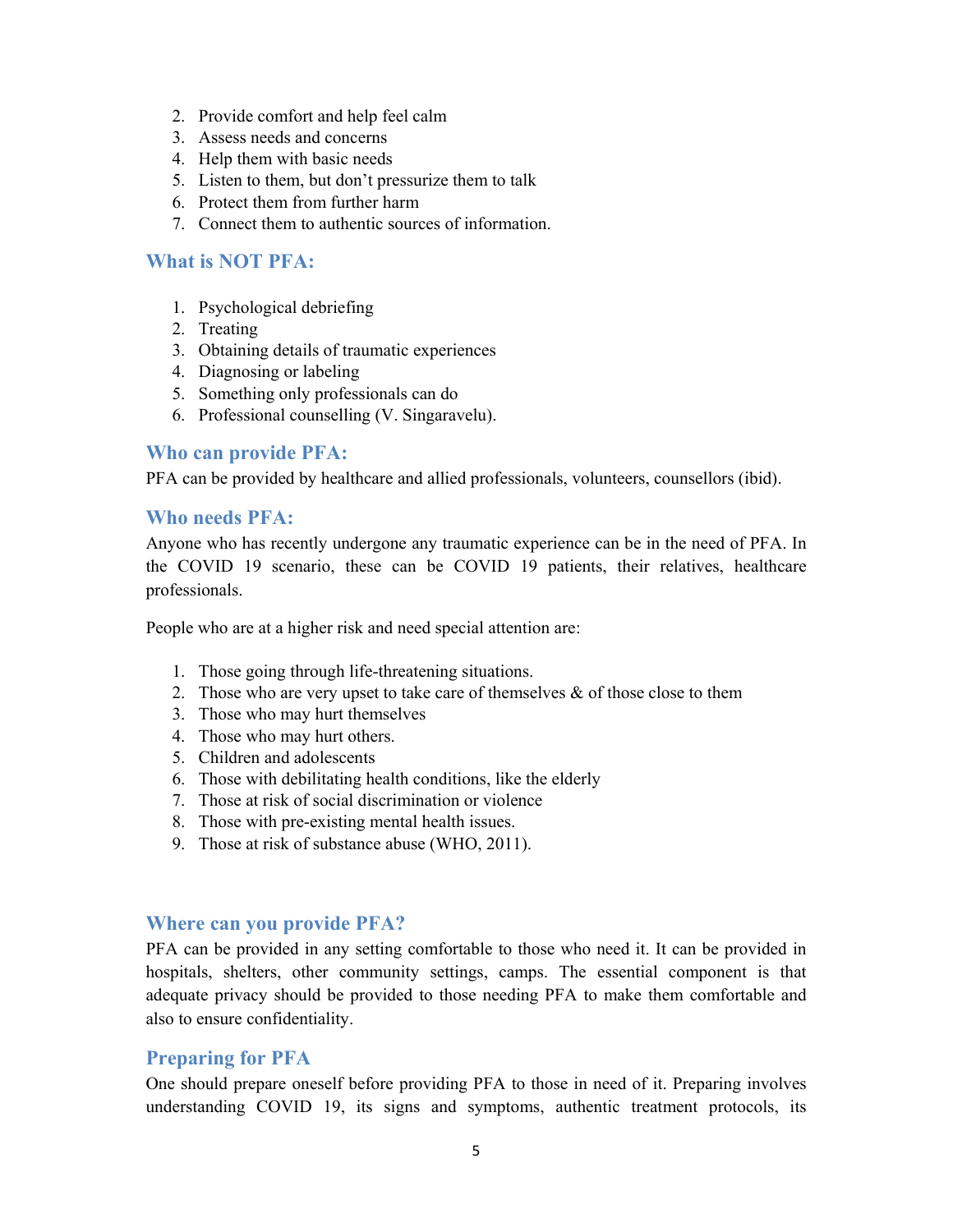2. Provide comfort and help feel calm
3. Assess needs and concerns
4. Help them with basic needs
5. Listen to them, but don't pressurize them to talk
6. Protect them from further harm
7. Connect them to authentic sources of information.

## What is NOT PFA:

1. Psychological debriefing
2. Treating
3. Obtaining details of traumatic experiences
4. Diagnosing or labeling
5. Something only professionals can do
6. Professional counselling (V. Singaravelu).

## Who can provide PFA:

PFA can be provided by healthcare and allied professionals, volunteers, counsellors (ibid).

## Who needs PFA:

Anyone who has recently undergone any traumatic experience can be in the need of PFA. In the COVID 19 scenario, these can be COVID 19 patients, their relatives, healthcare professionals.

People who are at a higher risk and need special attention are:

1. Those going through life-threatening situations.
2. Those who are very upset to take care of themselves & of those close to them
3. Those who may hurt themselves
4. Those who may hurt others.
5. Children and adolescents
6. Those with debilitating health conditions, like the elderly
7. Those at risk of social discrimination or violence
8. Those with pre-existing mental health issues.
9. Those at risk of substance abuse (WHO, 2011).

## Where can you provide PFA?

PFA can be provided in any setting comfortable to those who need it. It can be provided in hospitals, shelters, other community settings, camps. The essential component is that adequate privacy should be provided to those needing PFA to make them comfortable and also to ensure confidentiality.

## Preparing for PFA

One should prepare oneself before providing PFA to those in need of it. Preparing involves understanding COVID 19, its signs and symptoms, authentic treatment protocols, its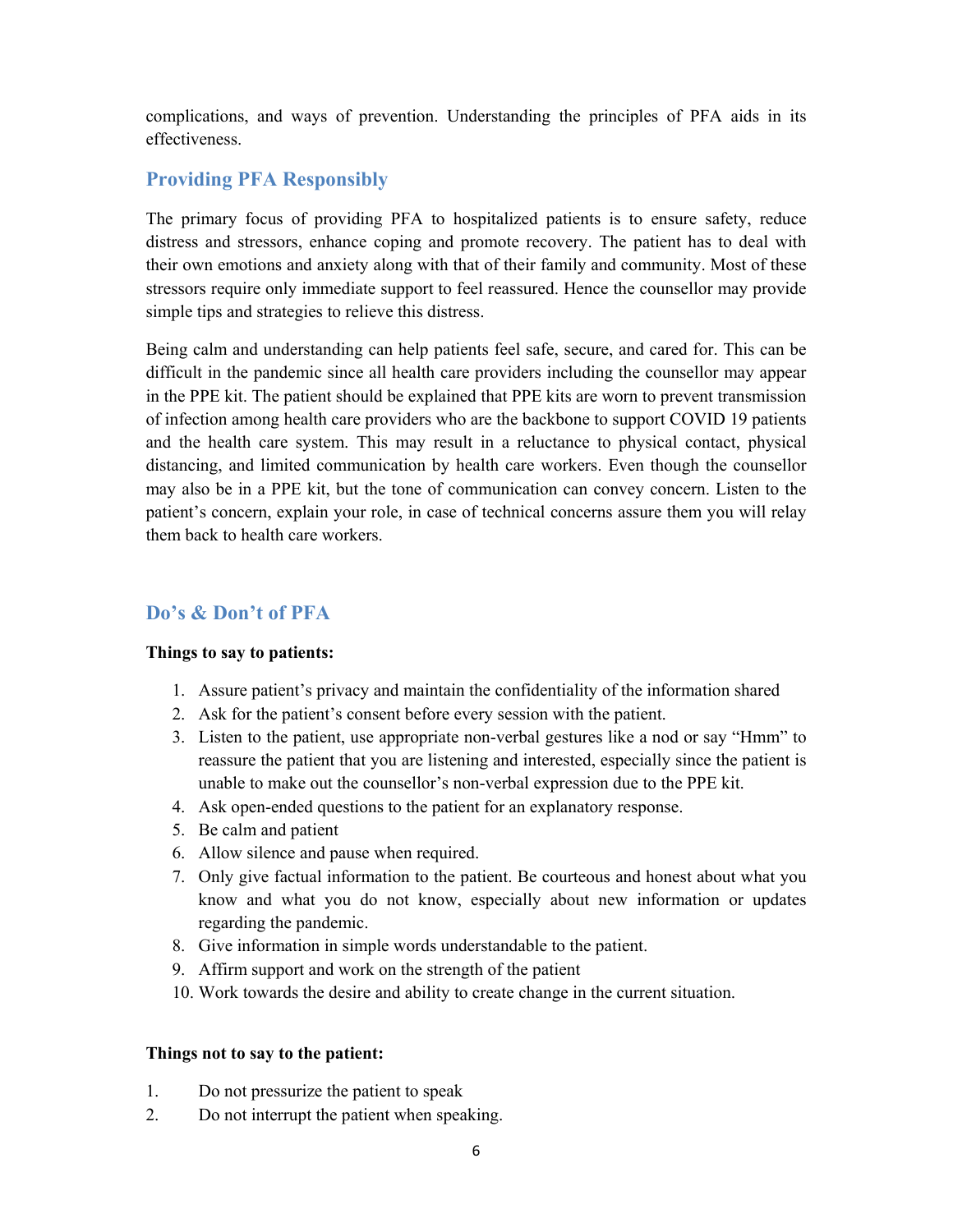complications, and ways of prevention. Understanding the principles of PFA aids in its effectiveness.

## Providing PFA Responsibly

The primary focus of providing PFA to hospitalized patients is to ensure safety, reduce distress and stressors, enhance coping and promote recovery. The patient has to deal with their own emotions and anxiety along with that of their family and community. Most of these stressors require only immediate support to feel reassured. Hence the counsellor may provide simple tips and strategies to relieve this distress.

Being calm and understanding can help patients feel safe, secure, and cared for. This can be difficult in the pandemic since all health care providers including the counsellor may appear in the PPE kit. The patient should be explained that PPE kits are worn to prevent transmission of infection among health care providers who are the backbone to support COVID 19 patients and the health care system. This may result in a reluctance to physical contact, physical distancing, and limited communication by health care workers. Even though the counsellor may also be in a PPE kit, but the tone of communication can convey concern. Listen to the patient's concern, explain your role, in case of technical concerns assure them you will relay them back to health care workers.

## Do's & Don't of PFA

**Things to say to patients:**

1. Assure patient's privacy and maintain the confidentiality of the information shared
2. Ask for the patient's consent before every session with the patient.
3. Listen to the patient, use appropriate non-verbal gestures like a nod or say "Hmm" to reassure the patient that you are listening and interested, especially since the patient is unable to make out the counsellor's non-verbal expression due to the PPE kit.
4. Ask open-ended questions to the patient for an explanatory response.
5. Be calm and patient
6. Allow silence and pause when required.
7. Only give factual information to the patient. Be courteous and honest about what you know and what you do not know, especially about new information or updates regarding the pandemic.
8. Give information in simple words understandable to the patient.
9. Affirm support and work on the strength of the patient
10. Work towards the desire and ability to create change in the current situation.

**Things not to say to the patient:**

1. Do not pressurize the patient to speak
2. Do not interrupt the patient when speaking.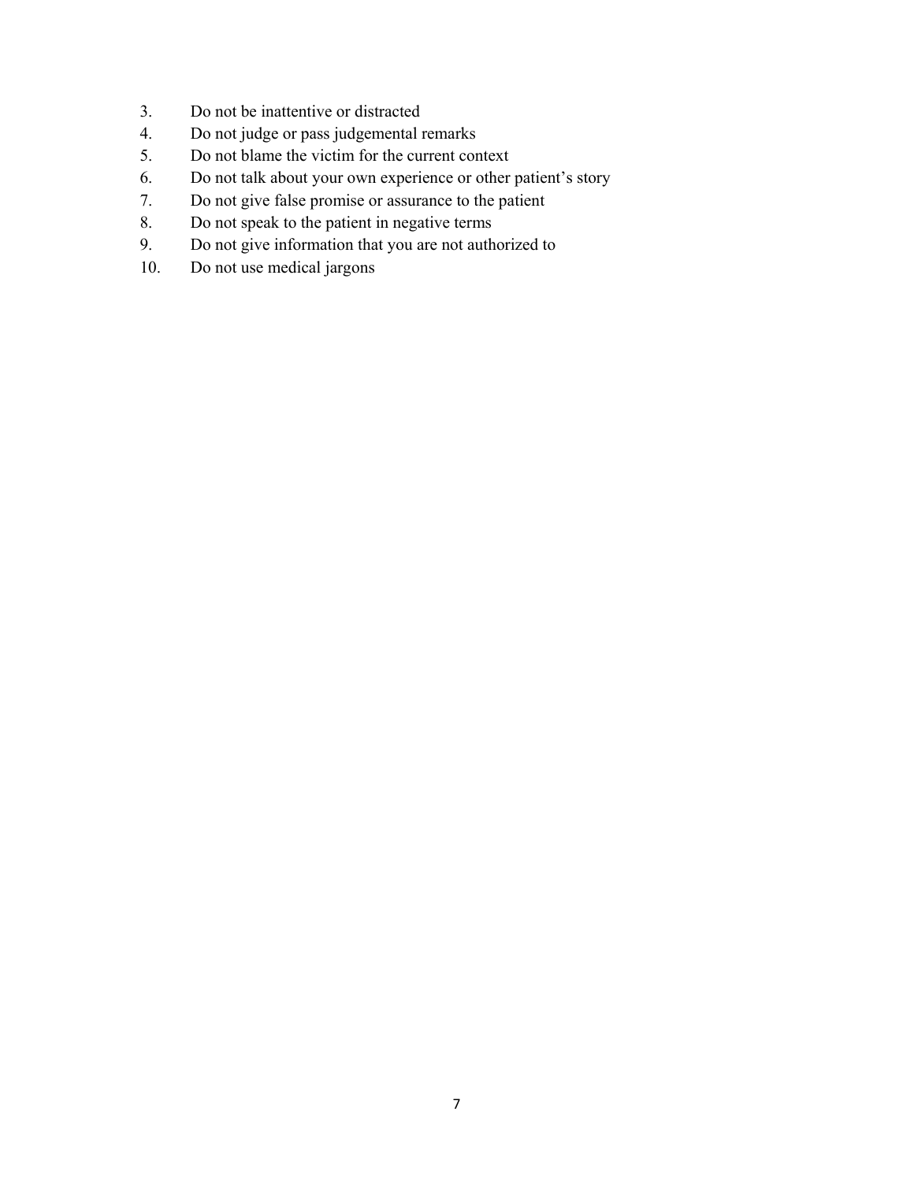3. Do not be inattentive or distracted
4. Do not judge or pass judgemental remarks
5. Do not blame the victim for the current context
6. Do not talk about your own experience or other patient's story
7. Do not give false promise or assurance to the patient
8. Do not speak to the patient in negative terms
9. Do not give information that you are not authorized to
10. Do not use medical jargons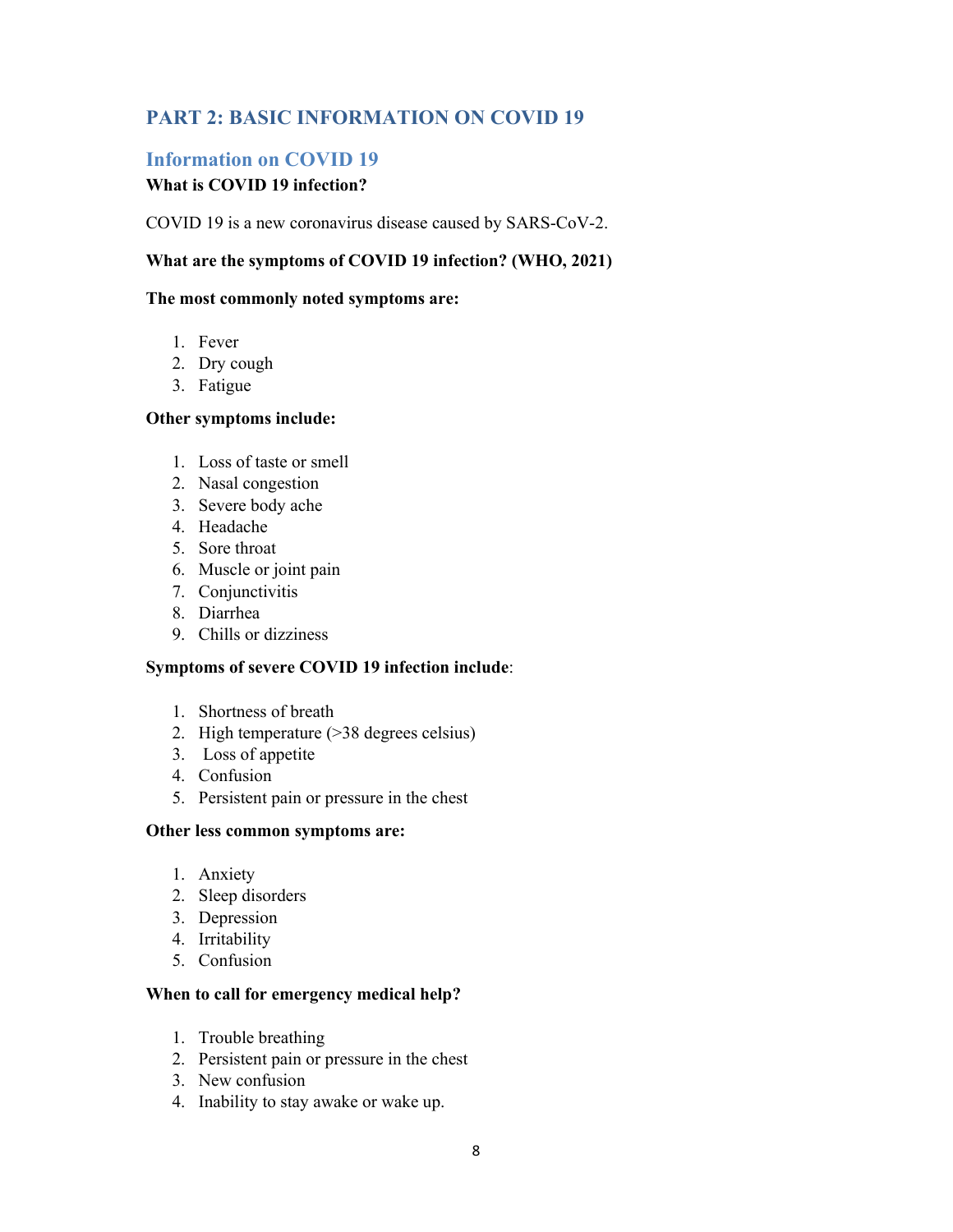# PART 2: BASIC INFORMATION ON COVID 19

## Information on COVID 19

**What is COVID 19 infection?**

COVID 19 is a new coronavirus disease caused by SARS-CoV-2.

**What are the symptoms of COVID 19 infection? (WHO, 2021)**

**The most commonly noted symptoms are:**

1. Fever
2. Dry cough
3. Fatigue

**Other symptoms include:**

1. Loss of taste or smell
2. Nasal congestion
3. Severe body ache
4. Headache
5. Sore throat
6. Muscle or joint pain
7. Conjunctivitis
8. Diarrhea
9. Chills or dizziness

**Symptoms of severe COVID 19 infection include**:

1. Shortness of breath
2. High temperature (>38 degrees celsius)
3. Loss of appetite
4. Confusion
5. Persistent pain or pressure in the chest

**Other less common symptoms are:**

1. Anxiety
2. Sleep disorders
3. Depression
4. Irritability
5. Confusion

**When to call for emergency medical help?**

1. Trouble breathing
2. Persistent pain or pressure in the chest
3. New confusion
4. Inability to stay awake or wake up.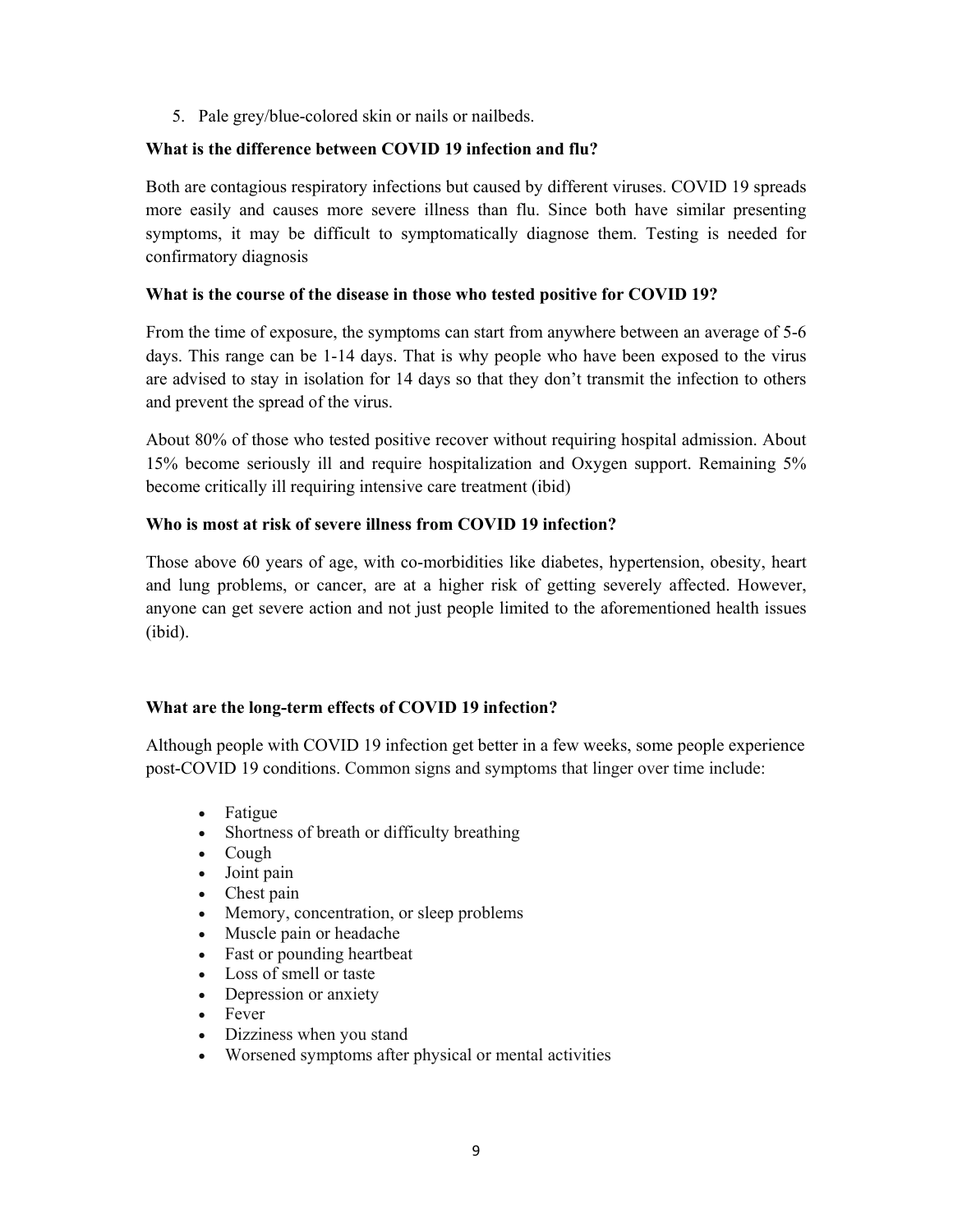5. Pale grey/blue-colored skin or nails or nailbeds.

**What is the difference between COVID 19 infection and flu?**

Both are contagious respiratory infections but caused by different viruses. COVID 19 spreads more easily and causes more severe illness than flu. Since both have similar presenting symptoms, it may be difficult to symptomatically diagnose them. Testing is needed for confirmatory diagnosis

**What is the course of the disease in those who tested positive for COVID 19?**

From the time of exposure, the symptoms can start from anywhere between an average of 5-6 days. This range can be 1-14 days. That is why people who have been exposed to the virus are advised to stay in isolation for 14 days so that they don't transmit the infection to others and prevent the spread of the virus.

About 80% of those who tested positive recover without requiring hospital admission. About 15% become seriously ill and require hospitalization and Oxygen support. Remaining 5% become critically ill requiring intensive care treatment (ibid)

**Who is most at risk of severe illness from COVID 19 infection?**

Those above 60 years of age, with co-morbidities like diabetes, hypertension, obesity, heart and lung problems, or cancer, are at a higher risk of getting severely affected. However, anyone can get severe action and not just people limited to the aforementioned health issues (ibid).

**What are the long-term effects of COVID 19 infection?**

Although people with COVID 19 infection get better in a few weeks, some people experience post-COVID 19 conditions. Common signs and symptoms that linger over time include:

- Fatigue
- Shortness of breath or difficulty breathing
- Cough
- Joint pain
- Chest pain
- Memory, concentration, or sleep problems
- Muscle pain or headache
- Fast or pounding heartbeat
- Loss of smell or taste
- Depression or anxiety
- Fever
- Dizziness when you stand
- Worsened symptoms after physical or mental activities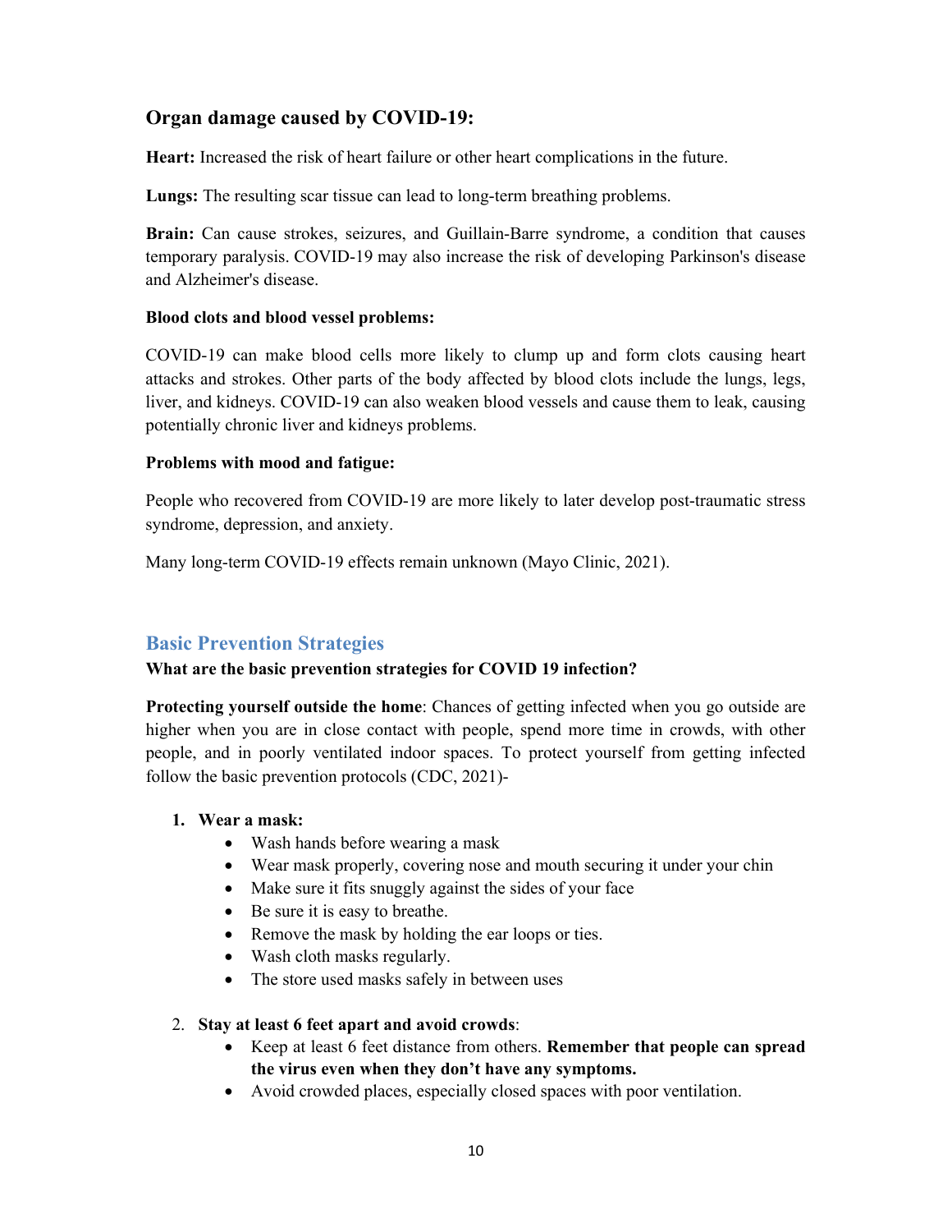### Organ damage caused by COVID-19:

**Heart:** Increased the risk of heart failure or other heart complications in the future.

**Lungs:** The resulting scar tissue can lead to long-term breathing problems.

**Brain:** Can cause strokes, seizures, and Guillain-Barre syndrome, a condition that causes temporary paralysis. COVID-19 may also increase the risk of developing Parkinson's disease and Alzheimer's disease.

**Blood clots and blood vessel problems:**

COVID-19 can make blood cells more likely to clump up and form clots causing heart attacks and strokes. Other parts of the body affected by blood clots include the lungs, legs, liver, and kidneys. COVID-19 can also weaken blood vessels and cause them to leak, causing potentially chronic liver and kidneys problems.

**Problems with mood and fatigue:**

People who recovered from COVID-19 are more likely to later develop post-traumatic stress syndrome, depression, and anxiety.

Many long-term COVID-19 effects remain unknown (Mayo Clinic, 2021).

## Basic Prevention Strategies

**What are the basic prevention strategies for COVID 19 infection?**

**Protecting yourself outside the home**: Chances of getting infected when you go outside are higher when you are in close contact with people, spend more time in crowds, with other people, and in poorly ventilated indoor spaces. To protect yourself from getting infected follow the basic prevention protocols (CDC, 2021)-

1. **Wear a mask:**
    - Wash hands before wearing a mask
    - Wear mask properly, covering nose and mouth securing it under your chin
    - Make sure it fits snuggly against the sides of your face
    - Be sure it is easy to breathe.
    - Remove the mask by holding the ear loops or ties.
    - Wash cloth masks regularly.
    - The store used masks safely in between uses

2. **Stay at least 6 feet apart and avoid crowds**:
    - Keep at least 6 feet distance from others. **Remember that people can spread the virus even when they don't have any symptoms.**
    - Avoid crowded places, especially closed spaces with poor ventilation.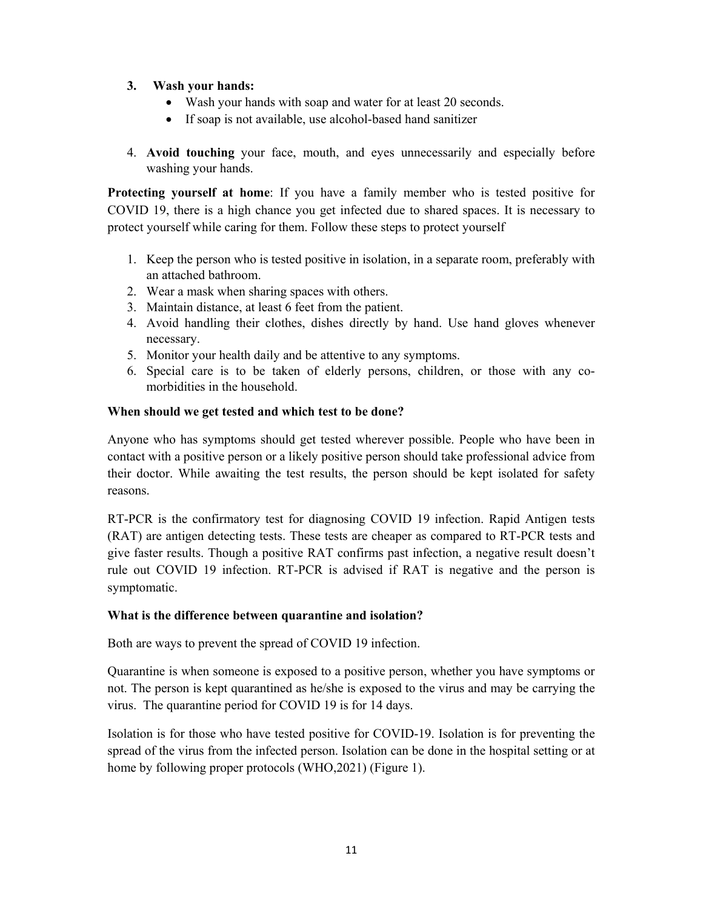3. **Wash your hands:**
    - Wash your hands with soap and water for at least 20 seconds.
    - If soap is not available, use alcohol-based hand sanitizer

4. **Avoid touching** your face, mouth, and eyes unnecessarily and especially before washing your hands.

**Protecting yourself at home**: If you have a family member who is tested positive for COVID 19, there is a high chance you get infected due to shared spaces. It is necessary to protect yourself while caring for them. Follow these steps to protect yourself

1. Keep the person who is tested positive in isolation, in a separate room, preferably with an attached bathroom.
2. Wear a mask when sharing spaces with others.
3. Maintain distance, at least 6 feet from the patient.
4. Avoid handling their clothes, dishes directly by hand. Use hand gloves whenever necessary.
5. Monitor your health daily and be attentive to any symptoms.
6. Special care is to be taken of elderly persons, children, or those with any co-morbidities in the household.

**When should we get tested and which test to be done?**

Anyone who has symptoms should get tested wherever possible. People who have been in contact with a positive person or a likely positive person should take professional advice from their doctor. While awaiting the test results, the person should be kept isolated for safety reasons.

RT-PCR is the confirmatory test for diagnosing COVID 19 infection. Rapid Antigen tests (RAT) are antigen detecting tests. These tests are cheaper as compared to RT-PCR tests and give faster results. Though a positive RAT confirms past infection, a negative result doesn't rule out COVID 19 infection. RT-PCR is advised if RAT is negative and the person is symptomatic.

**What is the difference between quarantine and isolation?**

Both are ways to prevent the spread of COVID 19 infection.

Quarantine is when someone is exposed to a positive person, whether you have symptoms or not. The person is kept quarantined as he/she is exposed to the virus and may be carrying the virus. The quarantine period for COVID 19 is for 14 days.

Isolation is for those who have tested positive for COVID-19. Isolation is for preventing the spread of the virus from the infected person. Isolation can be done in the hospital setting or at home by following proper protocols (WHO,2021) (Figure 1).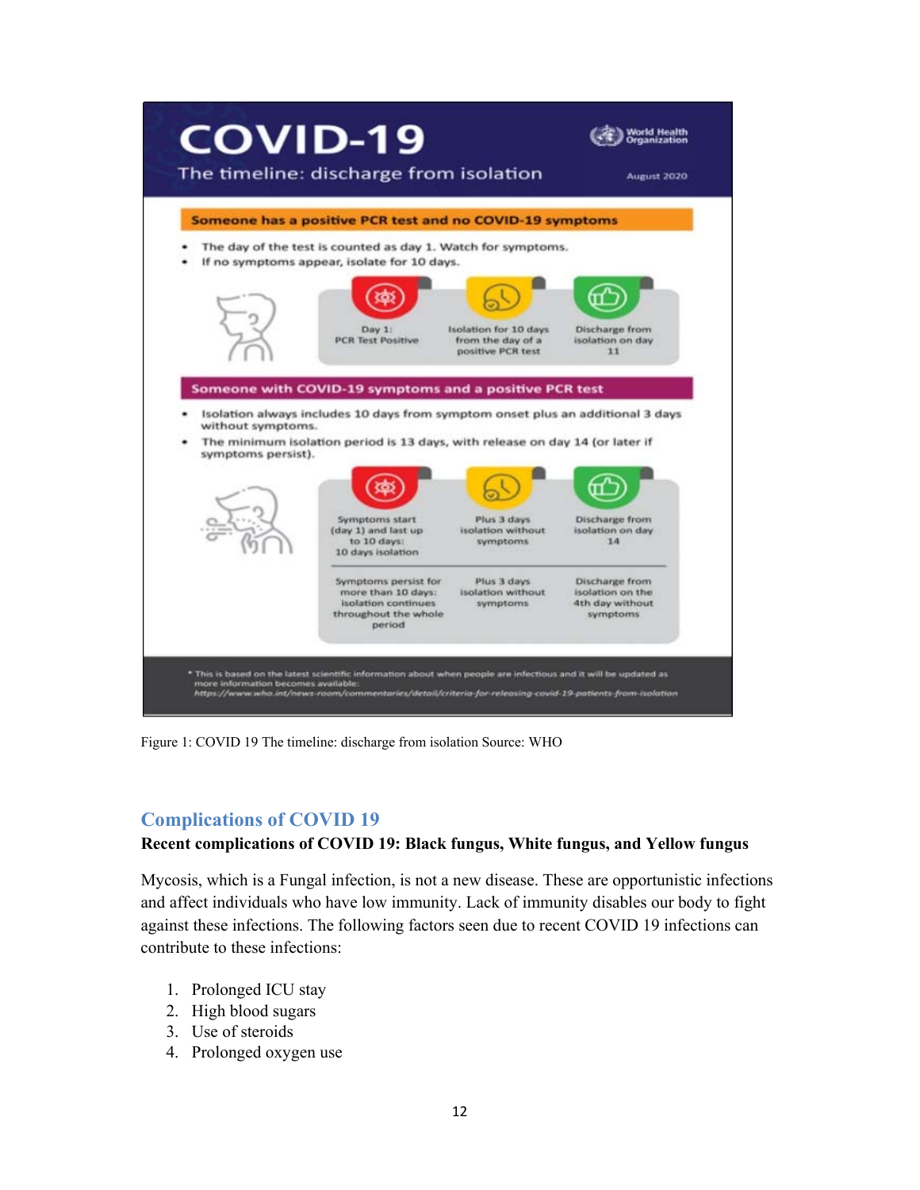# COVID-19

## The timeline: discharge from isolation

World Health Organization

August 2020

**Someone has a positive PCR test and no COVID-19 symptoms**

- The day of the test is counted as day 1. Watch for symptoms.
- If no symptoms appear, isolate for 10 days.

| Day 1: PCR Test Positive | Isolation for 10 days from the day of a positive PCR test | Discharge from isolation on day 11 |
| --- | --- | --- |

**Someone with COVID-19 symptoms and a positive PCR test**

- Isolation always includes 10 days from symptom onset plus an additional 3 days without symptoms.
- The minimum isolation period is 13 days, with release on day 14 (or later if symptoms persist).

| Symptoms start (day 1) and last up to 10 days: 10 days isolation | Plus 3 days isolation without symptoms | Discharge from isolation on day 14 |
| --- | --- | --- |
| Symptoms persist for more than 10 days: isolation continues throughout the whole period | Plus 3 days isolation without symptoms | Discharge from isolation on the 4th day without symptoms |

* This is based on the latest scientific information about when people are infectious and it will be updated as more information becomes available: https://www.who.int/news-room/commentaries/detail/criteria-for-releasing-covid-19-patients-from-isolation

Figure 1: COVID 19 The timeline: discharge from isolation Source: WHO

## Complications of COVID 19

**Recent complications of COVID 19: Black fungus, White fungus, and Yellow fungus**

Mycosis, which is a Fungal infection, is not a new disease. These are opportunistic infections and affect individuals who have low immunity. Lack of immunity disables our body to fight against these infections. The following factors seen due to recent COVID 19 infections can contribute to these infections:

1. Prolonged ICU stay
2. High blood sugars
3. Use of steroids
4. Prolonged oxygen use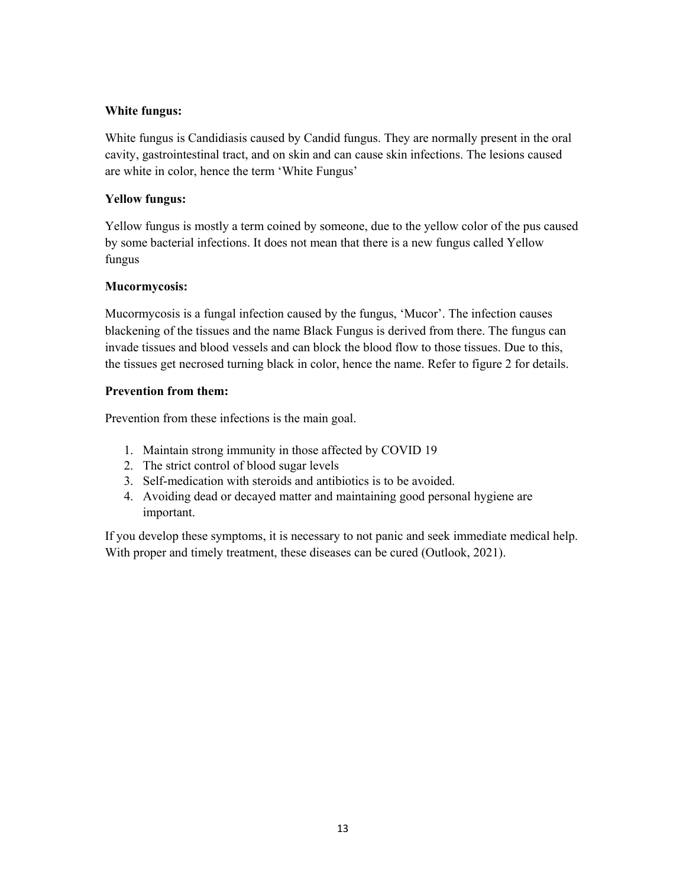**White fungus:**

White fungus is Candidiasis caused by Candid fungus. They are normally present in the oral cavity, gastrointestinal tract, and on skin and can cause skin infections. The lesions caused are white in color, hence the term 'White Fungus'

**Yellow fungus:**

Yellow fungus is mostly a term coined by someone, due to the yellow color of the pus caused by some bacterial infections. It does not mean that there is a new fungus called Yellow fungus

**Mucormycosis:**

Mucormycosis is a fungal infection caused by the fungus, 'Mucor'. The infection causes blackening of the tissues and the name Black Fungus is derived from there. The fungus can invade tissues and blood vessels and can block the blood flow to those tissues. Due to this, the tissues get necrosed turning black in color, hence the name. Refer to figure 2 for details.

**Prevention from them:**

Prevention from these infections is the main goal.

1. Maintain strong immunity in those affected by COVID 19
2. The strict control of blood sugar levels
3. Self-medication with steroids and antibiotics is to be avoided.
4. Avoiding dead or decayed matter and maintaining good personal hygiene are important.

If you develop these symptoms, it is necessary to not panic and seek immediate medical help. With proper and timely treatment, these diseases can be cured (Outlook, 2021).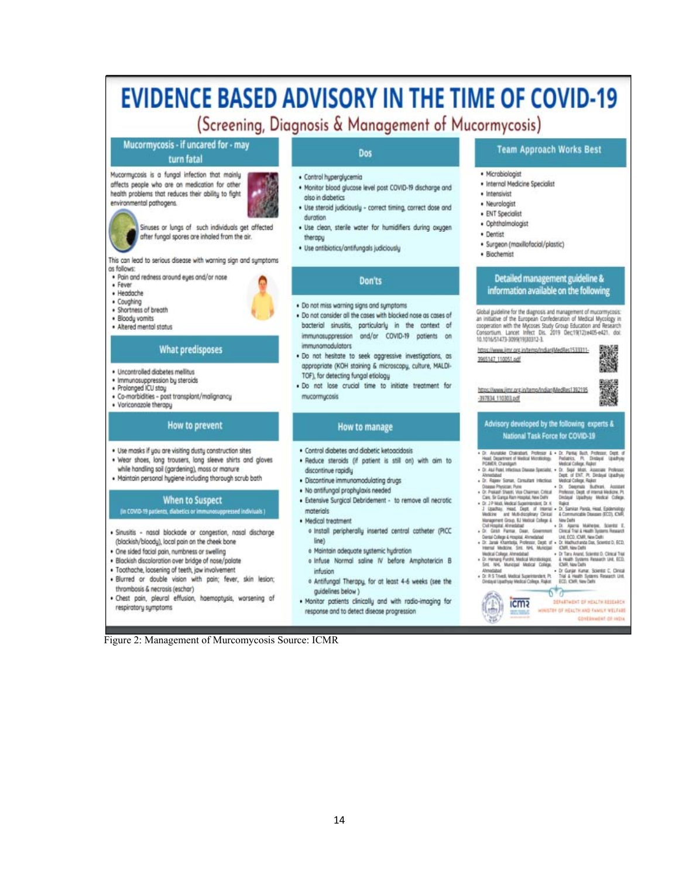# EVIDENCE BASED ADVISORY IN THE TIME OF COVID-19

## (Screening, Diagnosis & Management of Mucormycosis)

### Mucormycosis - if uncared for - may turn fatal

Mucormycosis is a fungal infection that mainly affects people who are on medication for other health problems that reduces their ability to fight environmental pathogens.

Sinuses or lungs of such individuals get affected after fungal spores are inhaled from the air.

This can lead to serious disease with warning sign and symptoms as follows:

- Pain and redness around eyes and/or nose
- Fever
- Headache
- Coughing
- Shortness of breath
- Bloody vomits
- Altered mental status

### What predisposes

- Uncontrolled diabetes mellitus
- Immunosuppression by steroids
- Prolonged ICU stay
- Co-morbidities - post transplant/malignancy
- Voriconazole therapy

### How to prevent

- Use masks if you are visiting dusty construction sites
- Wear shoes, long trousers, long sleeve shirts and gloves while handling soil (gardening), moss or manure
- Maintain personal hygiene including thorough scrub bath

### When to Suspect

(in COVID-19 patients, diabetics or immunosuppressed indivIuals)

- Sinusitis - nasal blockade or congestion, nasal discharge (blackish/bloody), local pain on the cheek bone
- One sided facial pain, numbness or swelling
- Blackish discoloration over bridge of nose/palate
- Toothache, loosening of teeth, jaw involvement
- Blurred or double vision with pain; fever, skin lesion; thrombosis & necrosis (eschar)
- Chest pain, pleural effusion, haemoptysis, worsening of respiratory symptoms

### Dos

- Control hyperglycemia
- Monitor blood glucose level post COVID-19 discharge and also in diabetics
- Use steroid judiciously - correct timing, correct dose and duration
- Use clean, sterile water for humidifiers during oxygen therapy
- Use antibiotics/antifungals judiciously

### Don'ts

- Do not miss warning signs and symptoms
- Do not consider all the cases with blocked nose as cases of bacterial sinusitis, particularly in the context of immunosuppression and/or COVID-19 patients on immunomodulators
- Do not hesitate to seek aggressive investigations, as appropriate (KOH staining & microscopy, culture, MALDI-TOF), for detecting fungal etiology
- Do not lose crucial time to initiate treatment for mucormycosis

### How to manage

- Control diabetes and diabetic ketoacidosis
- Reduce steroids (if patient is still on) with aim to discontinue rapidly
- Discontinue immunomodulating drugs
- No antifungal prophylaxis needed
- Extensive Surgical Debridement - to remove all necrotic materials
- Medical treatment
  - Install peripherally inserted central catheter (PICC line)
  - Maintain adequate systemic hydration
  - Infuse Normal saline IV before Amphotericin B infusion
  - Antifungal Therapy, for at least 4-6 weeks (see the guidelines below)
- Monitor patients clinically and with radio-imaging for response and to detect disease progression

### Team Approach Works Best

- Microbiologist
- Internal Medicine Specialist
- Intensivist
- Neurologist
- ENT Specialist
- Ophthalmologist
- Dentist
- Surgeon (maxillofacial/plastic)
- Biochemist

### Detailed management guideline & information available on the following

Global guideline for the diagnosis and management of mucormycosis: an initiative of the European Confederation of Medical Mycology in cooperation with the Mycoses Study Group Education and Research Consortium. Lancet Infect Dis. 2019 Dec;19(12):e405-e421. doi: 10.1016/S1473-3099(19)30312-3.

https://www.ijmr.org.in/temp/IndianJMedRes1533311-3965147_110051.pdf

https://www.ijmr.org.in/temp/IndianJMedRes1392195-397834_110303.pdf

### Advisory developed by the following experts & National Task Force for COVID-19

- Dr. Arunaloke Chakrabarti, Professor & Head, Department of Medical Microbiology, PGIMER, Chandigarh
- Dr. Atul Patel, Infectious Disease Specialist, Ahmedabad
- Dr. Rajeev Soman, Consultant Infectious Disease Physician, Pune
- Dr. Prakash Shastri, Vice Chairman, Critical Care, Sir Ganga Ram Hospital, New Delhi
- Dr. J P Modi, Medical Superintendent, Dr. K J Upadhyay, Head, Dept. of Internal Medicine and Multi-disciplinary Clinical Management Group, BJ Medical College & Civil Hospital, Ahmedabad
- Dr. Girish Parmar, Dean, Government Dental College & Hospital, Ahmedabad
- Dr. Janak Khambolja, Professor, Dept. of Internal Medicine, Smt. NHL Municipal Medical College, Ahmedabad
- Dr. Hemang Purohit, Medical Microbiologist, Smt. NHL Municipal Medical College, Ahmedabad
- Dr. R S Trivedi, Medical Superintendent, Pt. Dindayal Upadhyay Medical College, Rajkot
- Dr. Pankaj Buch, Professor, Dept. of Pediatrics, Pt. Dindayal Upadhyay Medical College, Rajkot
- Dr. Sejal Mistri, Associate Professor, Dept. of ENT, Pt. Dindayal Upadhyay Medical College, Rajkot
- Dr. Deepmala Budhrani, Assistant Professor, Dept. of Internal Medicine, Pt. Dindayal Upadhyay Medical College, Rajkot
- Dr. Samiran Panda, Head, Epidemiology & Communicable Diseases (ECD), ICMR, New Delhi
- Dr. Aparna Mukherjee, Scientist E, Clinical Trial & Health Systems Research Unit, ECD, ICMR, New Delhi
- Dr. Madhuchanda Das, Scientist D, ECD, ICMR, New Delhi
- Dr. Tanu Anand, Scientist D, Clinical Trial & Health Systems Research Unit, ECD, ICMR, New Delhi
- Dr. Gunjan Kumar, Scientist C, Clinical Trial & Health Systems Research Unit, ECD, ICMR, New Delhi

ICMR — DEPARTMENT OF HEALTH RESEARCH, MINISTRY OF HEALTH AND FAMILY WELFARE, GOVERNMENT OF INDIA

Figure 2: Management of Murcomycosis Source: ICMR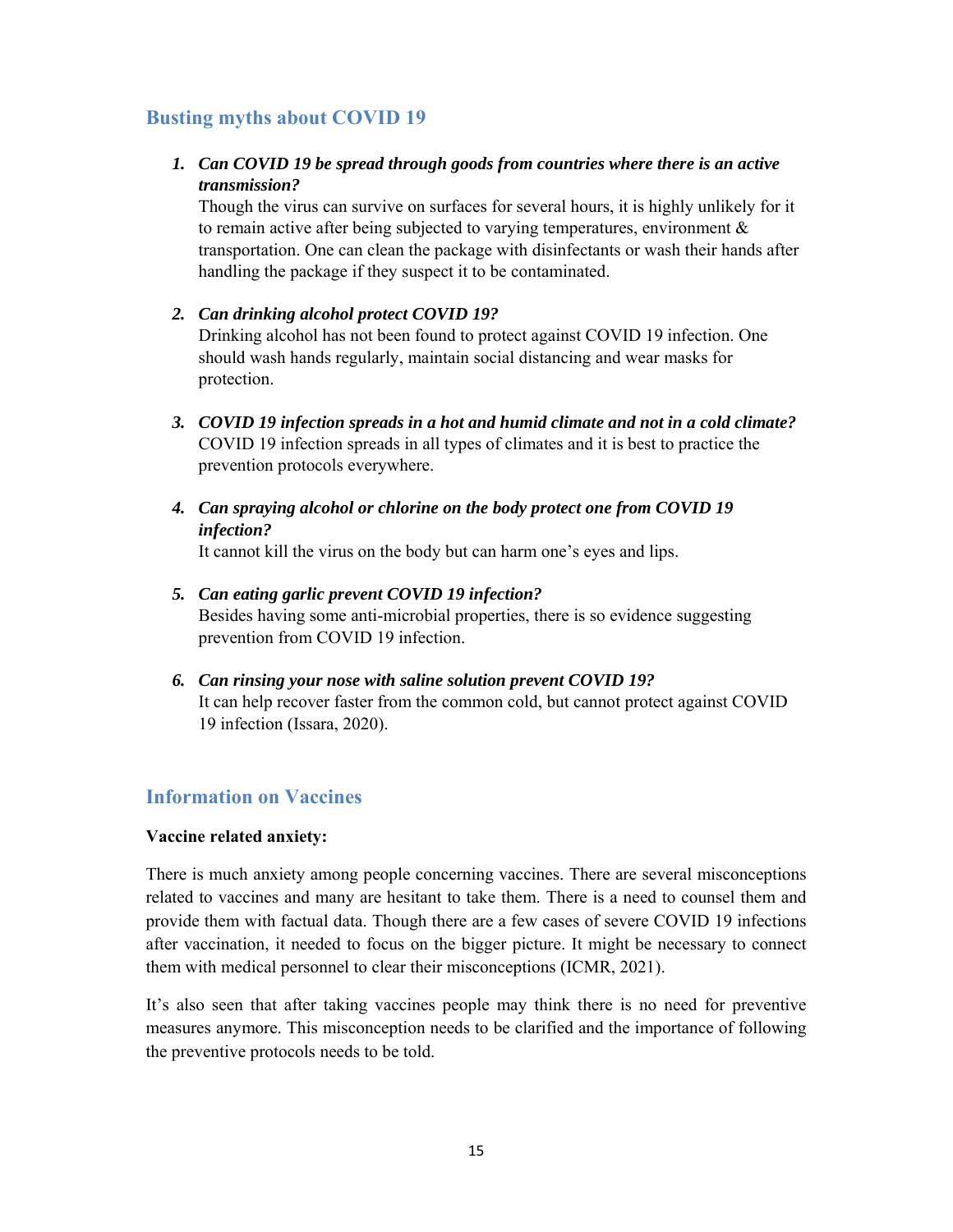## Busting myths about COVID 19

1. ***Can COVID 19 be spread through goods from countries where there is an active transmission?***
   Though the virus can survive on surfaces for several hours, it is highly unlikely for it to remain active after being subjected to varying temperatures, environment & transportation. One can clean the package with disinfectants or wash their hands after handling the package if they suspect it to be contaminated.

2. ***Can drinking alcohol protect COVID 19?***
   Drinking alcohol has not been found to protect against COVID 19 infection. One should wash hands regularly, maintain social distancing and wear masks for protection.

3. ***COVID 19 infection spreads in a hot and humid climate and not in a cold climate?***
   COVID 19 infection spreads in all types of climates and it is best to practice the prevention protocols everywhere.

4. ***Can spraying alcohol or chlorine on the body protect one from COVID 19 infection?***
   It cannot kill the virus on the body but can harm one's eyes and lips.

5. ***Can eating garlic prevent COVID 19 infection?***
   Besides having some anti-microbial properties, there is so evidence suggesting prevention from COVID 19 infection.

6. ***Can rinsing your nose with saline solution prevent COVID 19?***
   It can help recover faster from the common cold, but cannot protect against COVID 19 infection (Issara, 2020).

## Information on Vaccines

**Vaccine related anxiety:**

There is much anxiety among people concerning vaccines. There are several misconceptions related to vaccines and many are hesitant to take them. There is a need to counsel them and provide them with factual data. Though there are a few cases of severe COVID 19 infections after vaccination, it needed to focus on the bigger picture. It might be necessary to connect them with medical personnel to clear their misconceptions (ICMR, 2021).

It's also seen that after taking vaccines people may think there is no need for preventive measures anymore. This misconception needs to be clarified and the importance of following the preventive protocols needs to be told.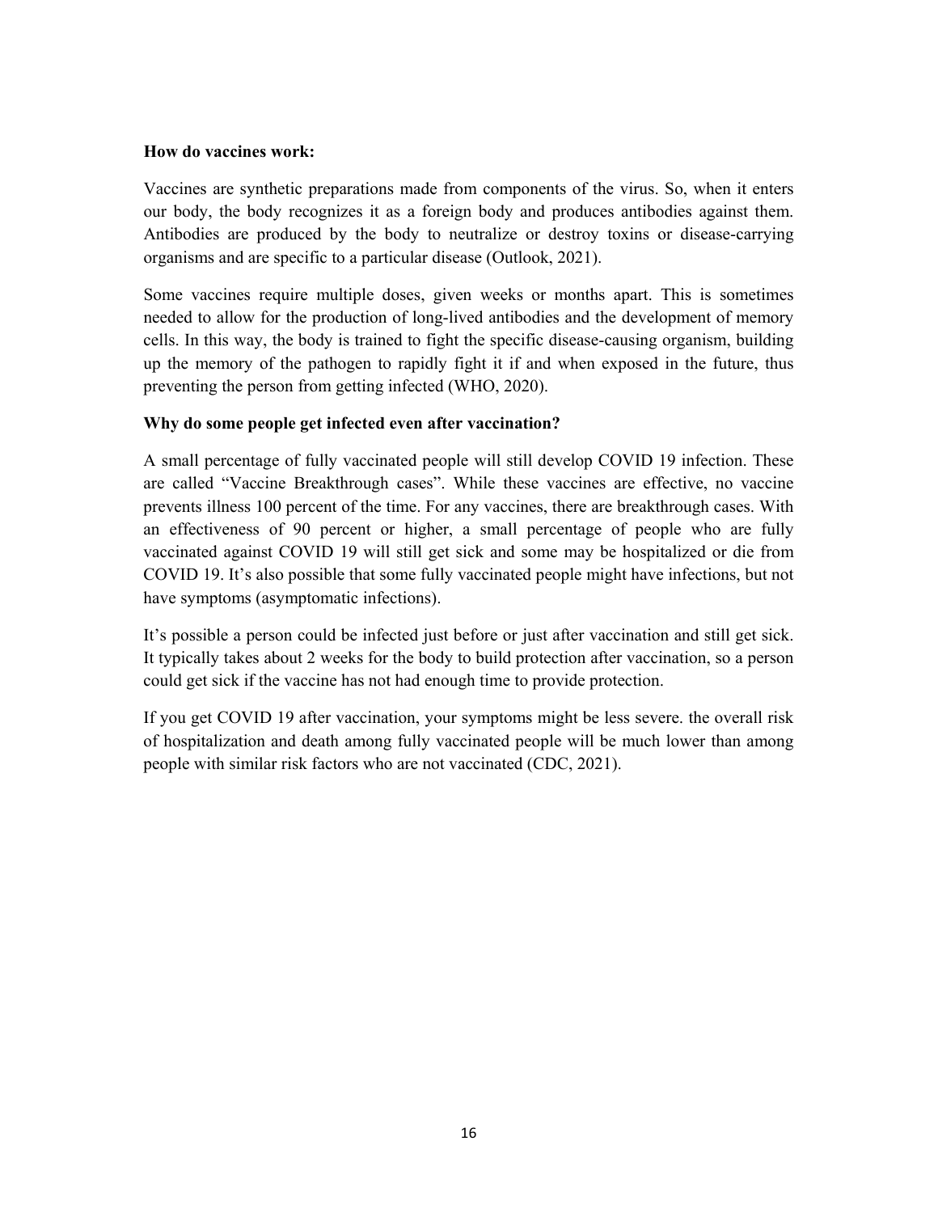**How do vaccines work:**

Vaccines are synthetic preparations made from components of the virus. So, when it enters our body, the body recognizes it as a foreign body and produces antibodies against them. Antibodies are produced by the body to neutralize or destroy toxins or disease-carrying organisms and are specific to a particular disease (Outlook, 2021).

Some vaccines require multiple doses, given weeks or months apart. This is sometimes needed to allow for the production of long-lived antibodies and the development of memory cells. In this way, the body is trained to fight the specific disease-causing organism, building up the memory of the pathogen to rapidly fight it if and when exposed in the future, thus preventing the person from getting infected (WHO, 2020).

**Why do some people get infected even after vaccination?**

A small percentage of fully vaccinated people will still develop COVID 19 infection. These are called "Vaccine Breakthrough cases". While these vaccines are effective, no vaccine prevents illness 100 percent of the time. For any vaccines, there are breakthrough cases. With an effectiveness of 90 percent or higher, a small percentage of people who are fully vaccinated against COVID 19 will still get sick and some may be hospitalized or die from COVID 19. It's also possible that some fully vaccinated people might have infections, but not have symptoms (asymptomatic infections).

It's possible a person could be infected just before or just after vaccination and still get sick. It typically takes about 2 weeks for the body to build protection after vaccination, so a person could get sick if the vaccine has not had enough time to provide protection.

If you get COVID 19 after vaccination, your symptoms might be less severe. the overall risk of hospitalization and death among fully vaccinated people will be much lower than among people with similar risk factors who are not vaccinated (CDC, 2021).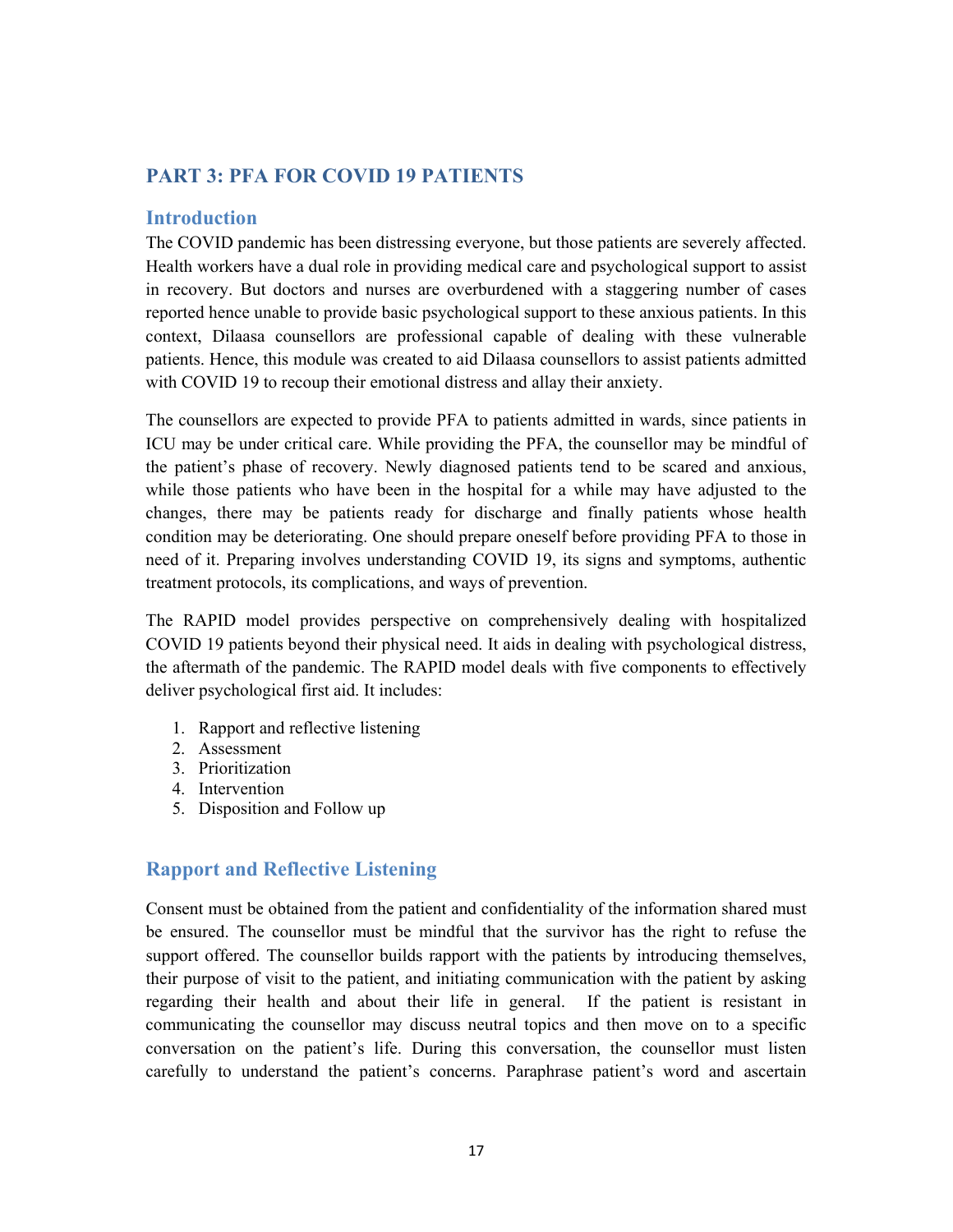## PART 3: PFA FOR COVID 19 PATIENTS

### Introduction

The COVID pandemic has been distressing everyone, but those patients are severely affected. Health workers have a dual role in providing medical care and psychological support to assist in recovery. But doctors and nurses are overburdened with a staggering number of cases reported hence unable to provide basic psychological support to these anxious patients. In this context, Dilaasa counsellors are professional capable of dealing with these vulnerable patients. Hence, this module was created to aid Dilaasa counsellors to assist patients admitted with COVID 19 to recoup their emotional distress and allay their anxiety.

The counsellors are expected to provide PFA to patients admitted in wards, since patients in ICU may be under critical care. While providing the PFA, the counsellor may be mindful of the patient's phase of recovery. Newly diagnosed patients tend to be scared and anxious, while those patients who have been in the hospital for a while may have adjusted to the changes, there may be patients ready for discharge and finally patients whose health condition may be deteriorating. One should prepare oneself before providing PFA to those in need of it. Preparing involves understanding COVID 19, its signs and symptoms, authentic treatment protocols, its complications, and ways of prevention.

The RAPID model provides perspective on comprehensively dealing with hospitalized COVID 19 patients beyond their physical need. It aids in dealing with psychological distress, the aftermath of the pandemic. The RAPID model deals with five components to effectively deliver psychological first aid. It includes:

1. Rapport and reflective listening
2. Assessment
3. Prioritization
4. Intervention
5. Disposition and Follow up

### Rapport and Reflective Listening

Consent must be obtained from the patient and confidentiality of the information shared must be ensured. The counsellor must be mindful that the survivor has the right to refuse the support offered. The counsellor builds rapport with the patients by introducing themselves, their purpose of visit to the patient, and initiating communication with the patient by asking regarding their health and about their life in general. If the patient is resistant in communicating the counsellor may discuss neutral topics and then move on to a specific conversation on the patient's life. During this conversation, the counsellor must listen carefully to understand the patient's concerns. Paraphrase patient's word and ascertain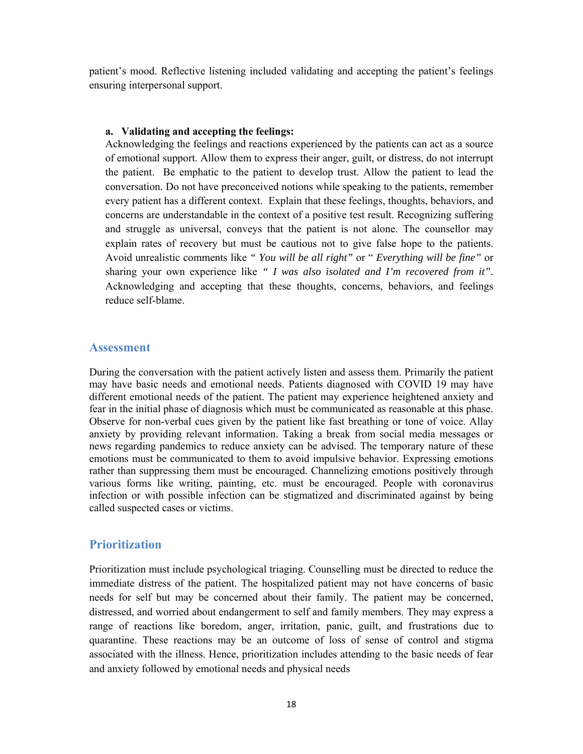patient's mood. Reflective listening included validating and accepting the patient's feelings ensuring interpersonal support.

**a. Validating and accepting the feelings:**

Acknowledging the feelings and reactions experienced by the patients can act as a source of emotional support. Allow them to express their anger, guilt, or distress, do not interrupt the patient. Be emphatic to the patient to develop trust. Allow the patient to lead the conversation. Do not have preconceived notions while speaking to the patients, remember every patient has a different context. Explain that these feelings, thoughts, behaviors, and concerns are understandable in the context of a positive test result. Recognizing suffering and struggle as universal, conveys that the patient is not alone. The counsellor may explain rates of recovery but must be cautious not to give false hope to the patients. Avoid unrealistic comments like *" You will be all right"* or " *Everything will be fine"* or sharing your own experience like *" I was also isolated and I'm recovered from it"*. Acknowledging and accepting that these thoughts, concerns, behaviors, and feelings reduce self-blame.

## Assessment

During the conversation with the patient actively listen and assess them. Primarily the patient may have basic needs and emotional needs. Patients diagnosed with COVID 19 may have different emotional needs of the patient. The patient may experience heightened anxiety and fear in the initial phase of diagnosis which must be communicated as reasonable at this phase. Observe for non-verbal cues given by the patient like fast breathing or tone of voice. Allay anxiety by providing relevant information. Taking a break from social media messages or news regarding pandemics to reduce anxiety can be advised. The temporary nature of these emotions must be communicated to them to avoid impulsive behavior. Expressing emotions rather than suppressing them must be encouraged. Channelizing emotions positively through various forms like writing, painting, etc. must be encouraged. People with coronavirus infection or with possible infection can be stigmatized and discriminated against by being called suspected cases or victims.

## Prioritization

Prioritization must include psychological triaging. Counselling must be directed to reduce the immediate distress of the patient. The hospitalized patient may not have concerns of basic needs for self but may be concerned about their family. The patient may be concerned, distressed, and worried about endangerment to self and family members. They may express a range of reactions like boredom, anger, irritation, panic, guilt, and frustrations due to quarantine. These reactions may be an outcome of loss of sense of control and stigma associated with the illness. Hence, prioritization includes attending to the basic needs of fear and anxiety followed by emotional needs and physical needs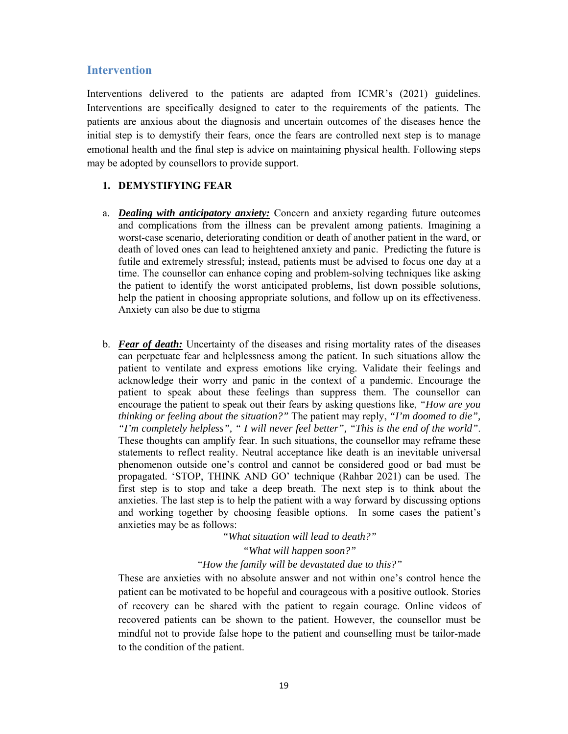## Intervention

Interventions delivered to the patients are adapted from ICMR's (2021) guidelines. Interventions are specifically designed to cater to the requirements of the patients. The patients are anxious about the diagnosis and uncertain outcomes of the diseases hence the initial step is to demystify their fears, once the fears are controlled next step is to manage emotional health and the final step is advice on maintaining physical health. Following steps may be adopted by counsellors to provide support.

1. **DEMYSTIFYING FEAR**

   a. ***Dealing with anticipatory anxiety:*** Concern and anxiety regarding future outcomes and complications from the illness can be prevalent among patients. Imagining a worst-case scenario, deteriorating condition or death of another patient in the ward, or death of loved ones can lead to heightened anxiety and panic. Predicting the future is futile and extremely stressful; instead, patients must be advised to focus one day at a time. The counsellor can enhance coping and problem-solving techniques like asking the patient to identify the worst anticipated problems, list down possible solutions, help the patient in choosing appropriate solutions, and follow up on its effectiveness. Anxiety can also be due to stigma

   b. ***Fear of death:*** Uncertainty of the diseases and rising mortality rates of the diseases can perpetuate fear and helplessness among the patient. In such situations allow the patient to ventilate and express emotions like crying. Validate their feelings and acknowledge their worry and panic in the context of a pandemic. Encourage the patient to speak about these feelings than suppress them. The counsellor can encourage the patient to speak out their fears by asking questions like, *"How are you thinking or feeling about the situation?"* The patient may reply, *"I'm doomed to die", "I'm completely helpless", " I will never feel better", "This is the end of the world".* These thoughts can amplify fear. In such situations, the counsellor may reframe these statements to reflect reality. Neutral acceptance like death is an inevitable universal phenomenon outside one's control and cannot be considered good or bad must be propagated. 'STOP, THINK AND GO' technique (Rahbar 2021) can be used. The first step is to stop and take a deep breath. The next step is to think about the anxieties. The last step is to help the patient with a way forward by discussing options and working together by choosing feasible options. In some cases the patient's anxieties may be as follows:

      *"What situation will lead to death?"*

      *"What will happen soon?"*

      *"How the family will be devastated due to this?"*

      These are anxieties with no absolute answer and not within one's control hence the patient can be motivated to be hopeful and courageous with a positive outlook. Stories of recovery can be shared with the patient to regain courage. Online videos of recovered patients can be shown to the patient. However, the counsellor must be mindful not to provide false hope to the patient and counselling must be tailor-made to the condition of the patient.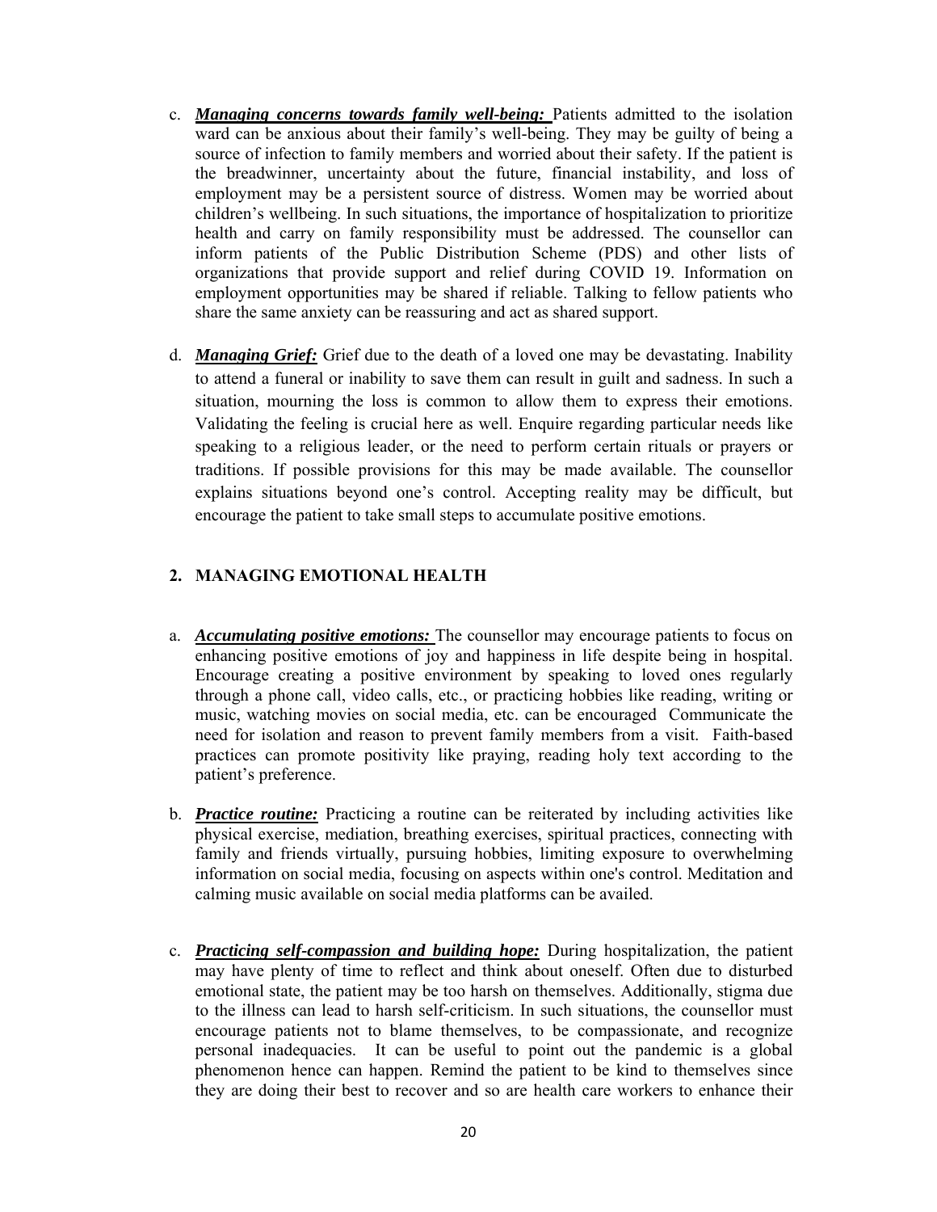c. ***Managing concerns towards family well-being:*** Patients admitted to the isolation ward can be anxious about their family's well-being. They may be guilty of being a source of infection to family members and worried about their safety. If the patient is the breadwinner, uncertainty about the future, financial instability, and loss of employment may be a persistent source of distress. Women may be worried about children's wellbeing. In such situations, the importance of hospitalization to prioritize health and carry on family responsibility must be addressed. The counsellor can inform patients of the Public Distribution Scheme (PDS) and other lists of organizations that provide support and relief during COVID 19. Information on employment opportunities may be shared if reliable. Talking to fellow patients who share the same anxiety can be reassuring and act as shared support.

d. ***Managing Grief:*** Grief due to the death of a loved one may be devastating. Inability to attend a funeral or inability to save them can result in guilt and sadness. In such a situation, mourning the loss is common to allow them to express their emotions. Validating the feeling is crucial here as well. Enquire regarding particular needs like speaking to a religious leader, or the need to perform certain rituals or prayers or traditions. If possible provisions for this may be made available. The counsellor explains situations beyond one's control. Accepting reality may be difficult, but encourage the patient to take small steps to accumulate positive emotions.

## 2. MANAGING EMOTIONAL HEALTH

a. ***Accumulating positive emotions:*** The counsellor may encourage patients to focus on enhancing positive emotions of joy and happiness in life despite being in hospital. Encourage creating a positive environment by speaking to loved ones regularly through a phone call, video calls, etc., or practicing hobbies like reading, writing or music, watching movies on social media, etc. can be encouraged Communicate the need for isolation and reason to prevent family members from a visit. Faith-based practices can promote positivity like praying, reading holy text according to the patient's preference.

b. ***Practice routine:*** Practicing a routine can be reiterated by including activities like physical exercise, mediation, breathing exercises, spiritual practices, connecting with family and friends virtually, pursuing hobbies, limiting exposure to overwhelming information on social media, focusing on aspects within one's control. Meditation and calming music available on social media platforms can be availed.

c. ***Practicing self-compassion and building hope:*** During hospitalization, the patient may have plenty of time to reflect and think about oneself. Often due to disturbed emotional state, the patient may be too harsh on themselves. Additionally, stigma due to the illness can lead to harsh self-criticism. In such situations, the counsellor must encourage patients not to blame themselves, to be compassionate, and recognize personal inadequacies. It can be useful to point out the pandemic is a global phenomenon hence can happen. Remind the patient to be kind to themselves since they are doing their best to recover and so are health care workers to enhance their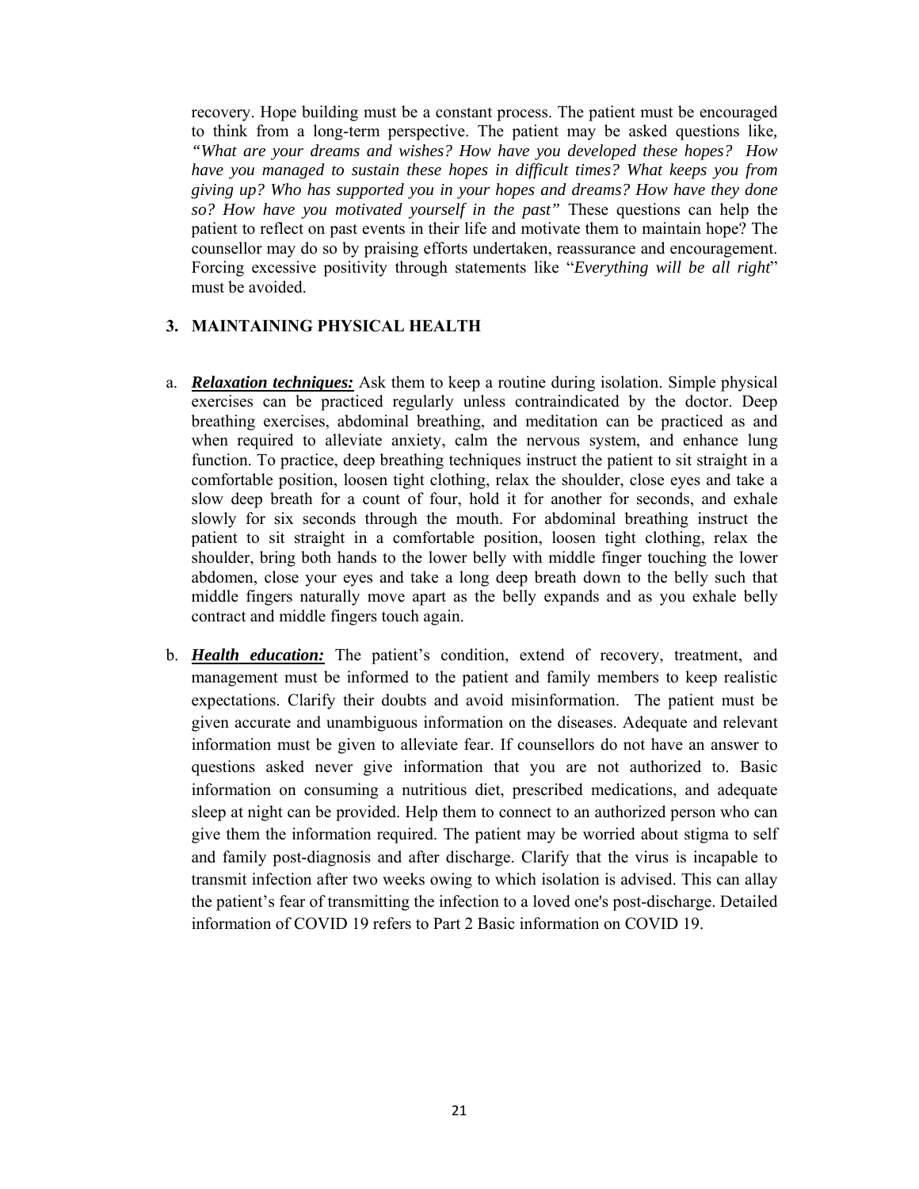recovery. Hope building must be a constant process. The patient must be encouraged to think from a long-term perspective. The patient may be asked questions like, *"What are your dreams and wishes? How have you developed these hopes? How have you managed to sustain these hopes in difficult times? What keeps you from giving up? Who has supported you in your hopes and dreams? How have they done so? How have you motivated yourself in the past"* These questions can help the patient to reflect on past events in their life and motivate them to maintain hope? The counsellor may do so by praising efforts undertaken, reassurance and encouragement. Forcing excessive positivity through statements like "*Everything will be all right*" must be avoided.

## 3. MAINTAINING PHYSICAL HEALTH

a. ***Relaxation techniques:*** Ask them to keep a routine during isolation. Simple physical exercises can be practiced regularly unless contraindicated by the doctor. Deep breathing exercises, abdominal breathing, and meditation can be practiced as and when required to alleviate anxiety, calm the nervous system, and enhance lung function. To practice, deep breathing techniques instruct the patient to sit straight in a comfortable position, loosen tight clothing, relax the shoulder, close eyes and take a slow deep breath for a count of four, hold it for another for seconds, and exhale slowly for six seconds through the mouth. For abdominal breathing instruct the patient to sit straight in a comfortable position, loosen tight clothing, relax the shoulder, bring both hands to the lower belly with middle finger touching the lower abdomen, close your eyes and take a long deep breath down to the belly such that middle fingers naturally move apart as the belly expands and as you exhale belly contract and middle fingers touch again.

b. ***Health education:*** The patient's condition, extend of recovery, treatment, and management must be informed to the patient and family members to keep realistic expectations. Clarify their doubts and avoid misinformation. The patient must be given accurate and unambiguous information on the diseases. Adequate and relevant information must be given to alleviate fear. If counsellors do not have an answer to questions asked never give information that you are not authorized to. Basic information on consuming a nutritious diet, prescribed medications, and adequate sleep at night can be provided. Help them to connect to an authorized person who can give them the information required. The patient may be worried about stigma to self and family post-diagnosis and after discharge. Clarify that the virus is incapable to transmit infection after two weeks owing to which isolation is advised. This can allay the patient's fear of transmitting the infection to a loved one's post-discharge. Detailed information of COVID 19 refers to Part 2 Basic information on COVID 19.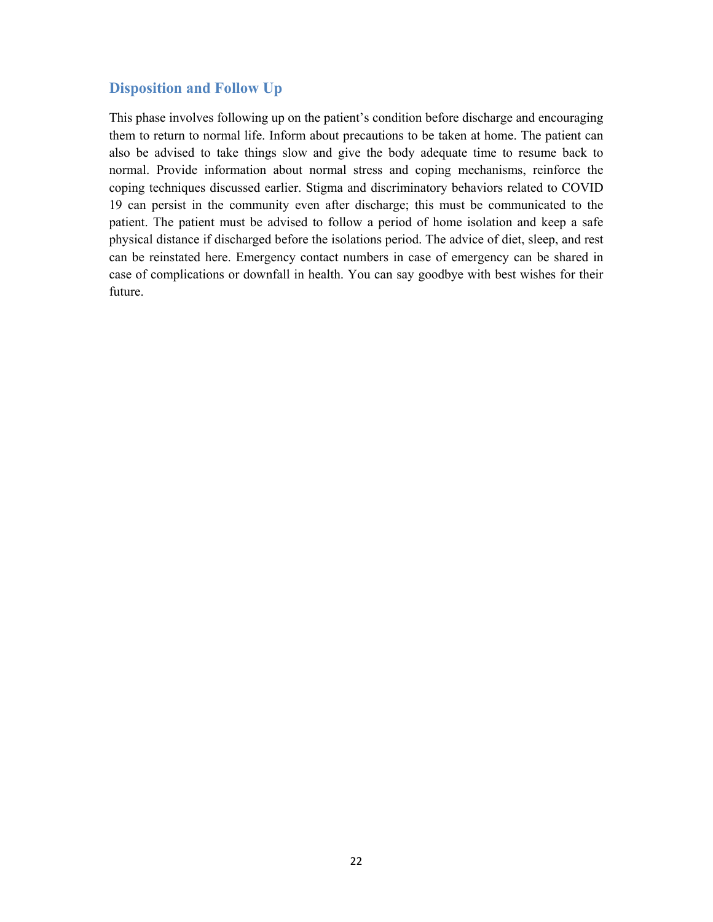## Disposition and Follow Up

This phase involves following up on the patient's condition before discharge and encouraging them to return to normal life. Inform about precautions to be taken at home. The patient can also be advised to take things slow and give the body adequate time to resume back to normal. Provide information about normal stress and coping mechanisms, reinforce the coping techniques discussed earlier. Stigma and discriminatory behaviors related to COVID 19 can persist in the community even after discharge; this must be communicated to the patient. The patient must be advised to follow a period of home isolation and keep a safe physical distance if discharged before the isolations period. The advice of diet, sleep, and rest can be reinstated here. Emergency contact numbers in case of emergency can be shared in case of complications or downfall in health. You can say goodbye with best wishes for their future.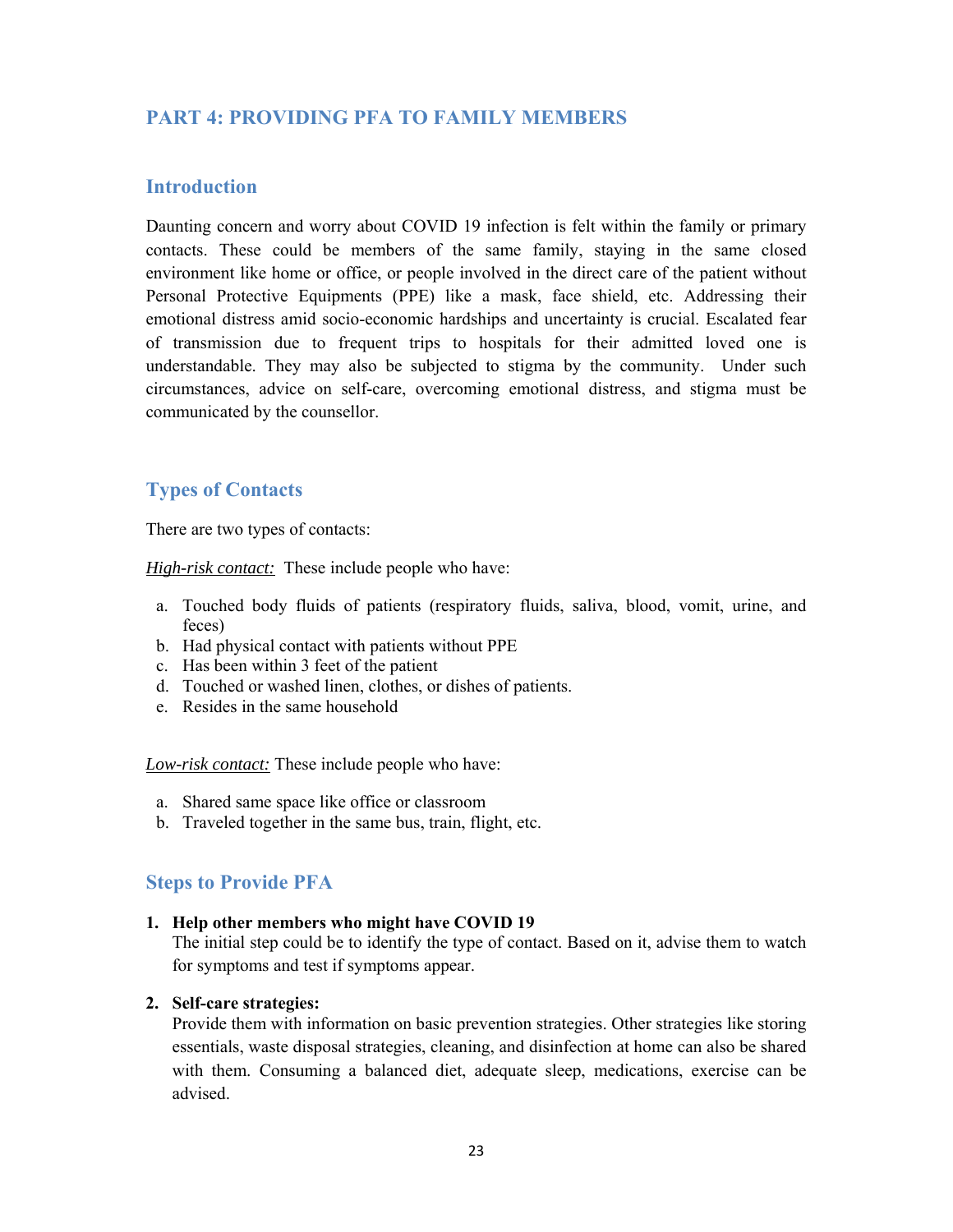## PART 4: PROVIDING PFA TO FAMILY MEMBERS

### Introduction

Daunting concern and worry about COVID 19 infection is felt within the family or primary contacts. These could be members of the same family, staying in the same closed environment like home or office, or people involved in the direct care of the patient without Personal Protective Equipments (PPE) like a mask, face shield, etc. Addressing their emotional distress amid socio-economic hardships and uncertainty is crucial. Escalated fear of transmission due to frequent trips to hospitals for their admitted loved one is understandable. They may also be subjected to stigma by the community. Under such circumstances, advice on self-care, overcoming emotional distress, and stigma must be communicated by the counsellor.

### Types of Contacts

There are two types of contacts:

*High-risk contact:* These include people who have:

a. Touched body fluids of patients (respiratory fluids, saliva, blood, vomit, urine, and feces)
b. Had physical contact with patients without PPE
c. Has been within 3 feet of the patient
d. Touched or washed linen, clothes, or dishes of patients.
e. Resides in the same household

*Low-risk contact:* These include people who have:

a. Shared same space like office or classroom
b. Traveled together in the same bus, train, flight, etc.

### Steps to Provide PFA

1. **Help other members who might have COVID 19**
   The initial step could be to identify the type of contact. Based on it, advise them to watch for symptoms and test if symptoms appear.

2. **Self-care strategies:**
   Provide them with information on basic prevention strategies. Other strategies like storing essentials, waste disposal strategies, cleaning, and disinfection at home can also be shared with them. Consuming a balanced diet, adequate sleep, medications, exercise can be advised.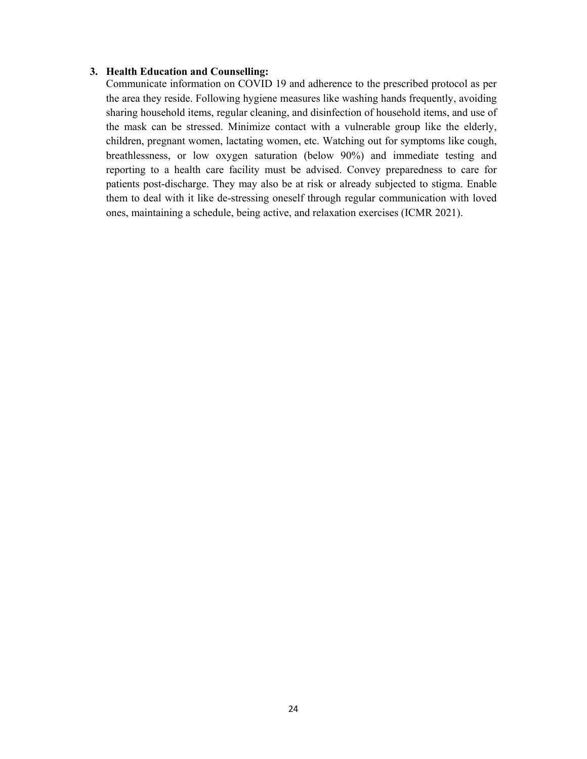3. **Health Education and Counselling:**
   Communicate information on COVID 19 and adherence to the prescribed protocol as per the area they reside. Following hygiene measures like washing hands frequently, avoiding sharing household items, regular cleaning, and disinfection of household items, and use of the mask can be stressed. Minimize contact with a vulnerable group like the elderly, children, pregnant women, lactating women, etc. Watching out for symptoms like cough, breathlessness, or low oxygen saturation (below 90%) and immediate testing and reporting to a health care facility must be advised. Convey preparedness to care for patients post-discharge. They may also be at risk or already subjected to stigma. Enable them to deal with it like de-stressing oneself through regular communication with loved ones, maintaining a schedule, being active, and relaxation exercises (ICMR 2021).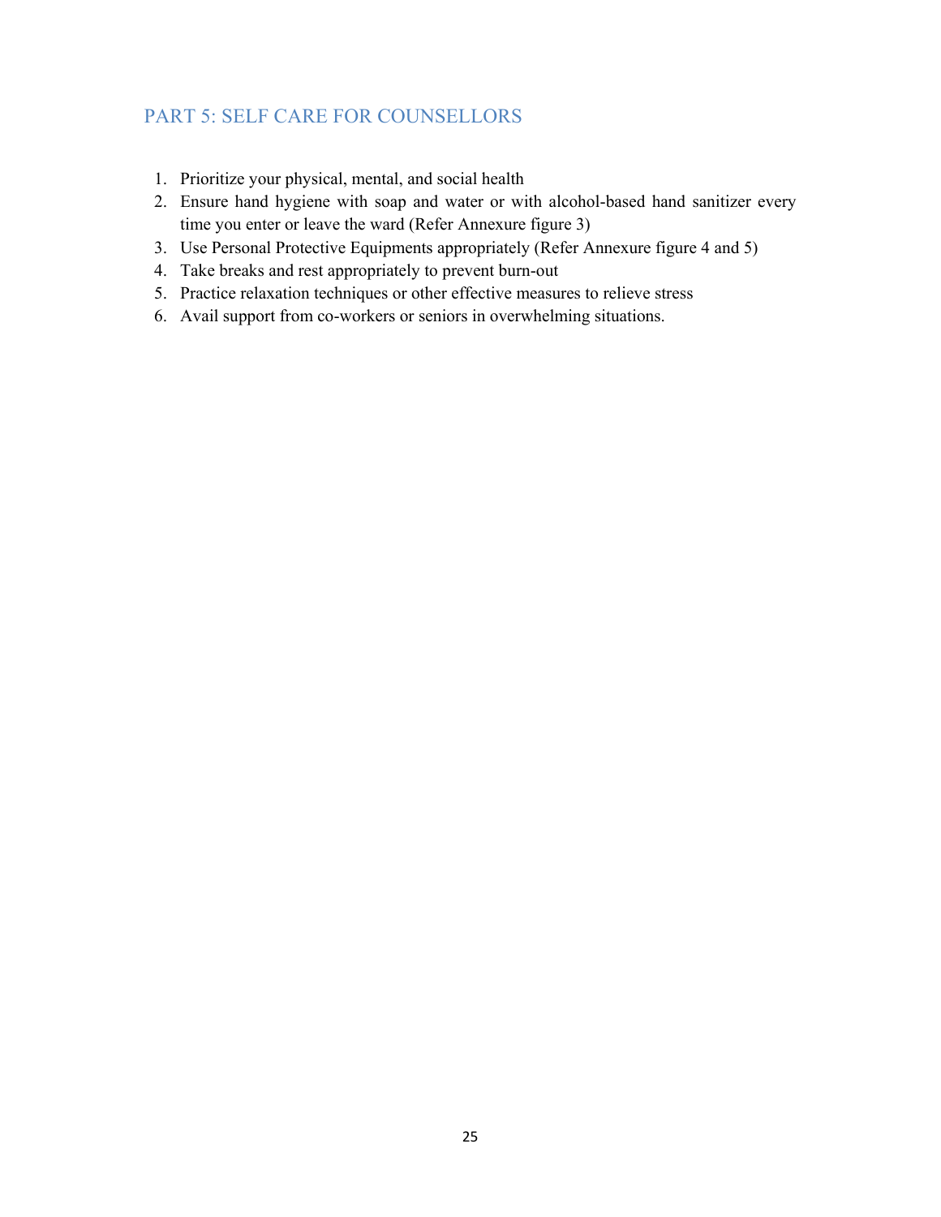## PART 5: SELF CARE FOR COUNSELLORS

1. Prioritize your physical, mental, and social health
2. Ensure hand hygiene with soap and water or with alcohol-based hand sanitizer every time you enter or leave the ward (Refer Annexure figure 3)
3. Use Personal Protective Equipments appropriately (Refer Annexure figure 4 and 5)
4. Take breaks and rest appropriately to prevent burn-out
5. Practice relaxation techniques or other effective measures to relieve stress
6. Avail support from co-workers or seniors in overwhelming situations.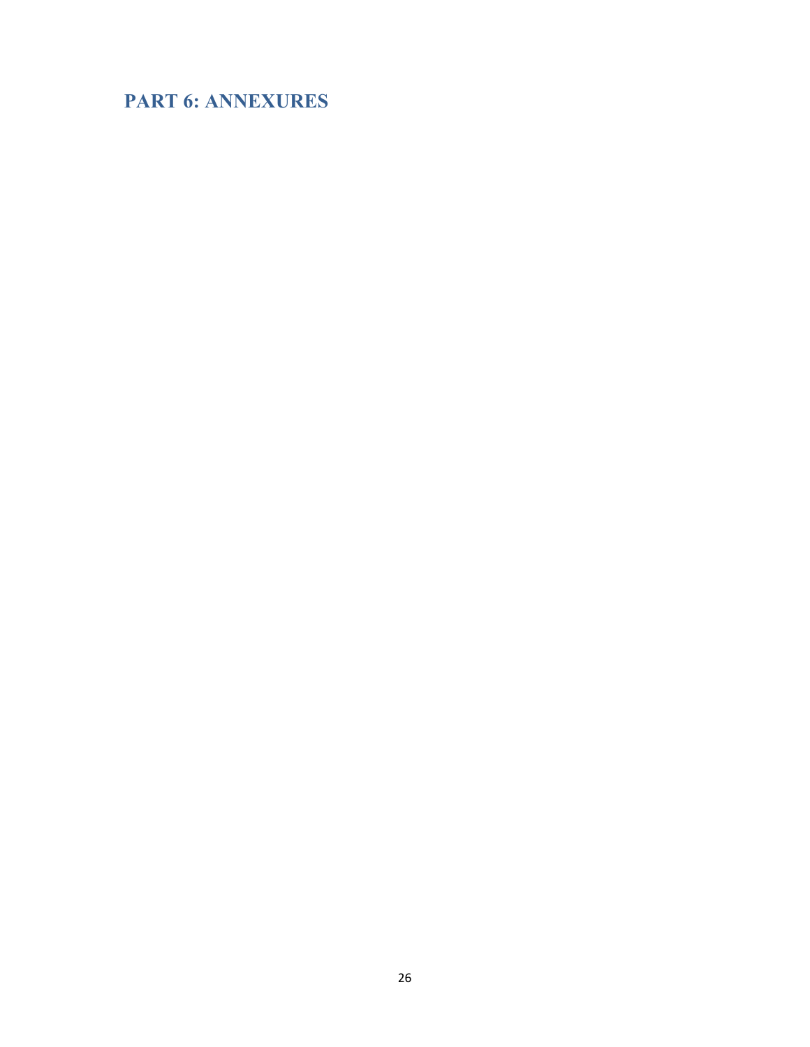## PART 6: ANNEXURES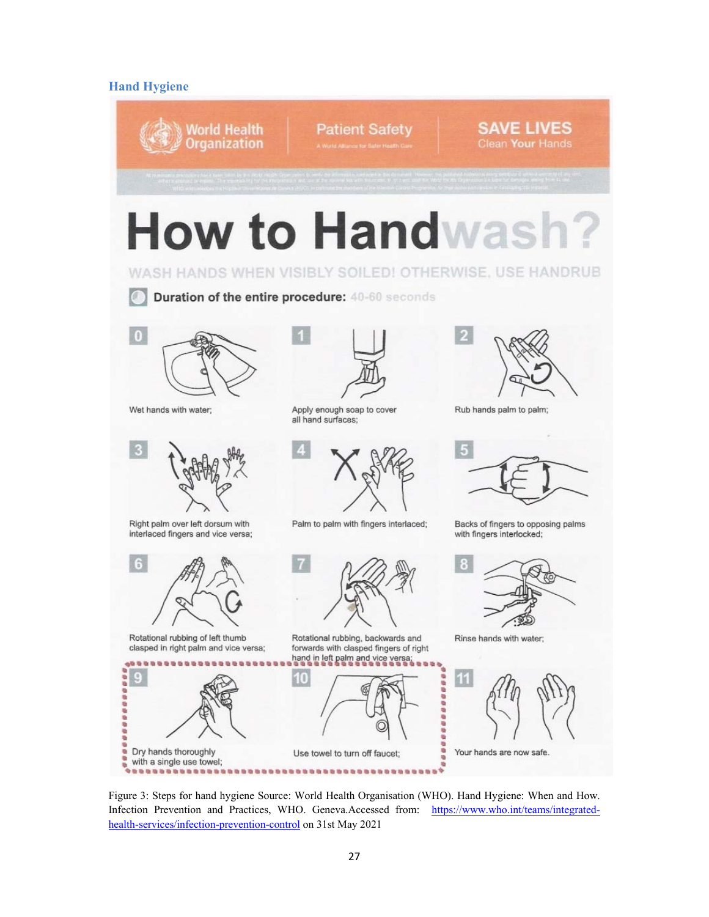## Hand Hygiene

World Health Organization | Patient Safety — A World Alliance for Safer Health Care | SAVE LIVES — Clean Your Hands

# How to Handwash?

WASH HANDS WHEN VISIBLY SOILED! OTHERWISE, USE HANDRUB

**Duration of the entire procedure:** 40-60 seconds

0. Wet hands with water;
1. Apply enough soap to cover all hand surfaces;
2. Rub hands palm to palm;
3. Right palm over left dorsum with interlaced fingers and vice versa;
4. Palm to palm with fingers interlaced;
5. Backs of fingers to opposing palms with fingers interlocked;
6. Rotational rubbing of left thumb clasped in right palm and vice versa;
7. Rotational rubbing, backwards and forwards with clasped fingers of right hand in left palm and vice versa;
8. Rinse hands with water;
9. Dry hands thoroughly with a single use towel;
10. Use towel to turn off faucet;
11. Your hands are now safe.

Figure 3: Steps for hand hygiene Source: World Health Organisation (WHO). Hand Hygiene: When and How. Infection Prevention and Practices, WHO. Geneva.Accessed from: https://www.who.int/teams/integrated-health-services/infection-prevention-control on 31st May 2021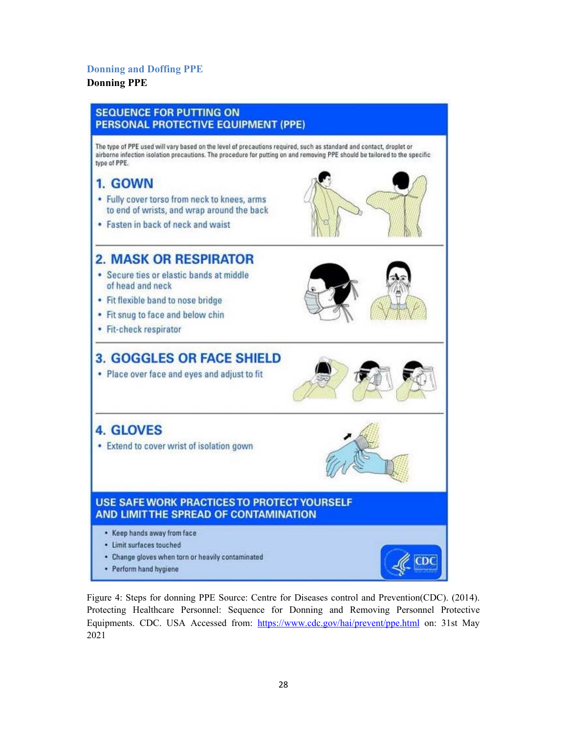## Donning and Doffing PPE

**Donning PPE**

### SEQUENCE FOR PUTTING ON PERSONAL PROTECTIVE EQUIPMENT (PPE)

The type of PPE used will vary based on the level of precautions required, such as standard and contact, droplet or airborne infection isolation precautions. The procedure for putting on and removing PPE should be tailored to the specific type of PPE.

#### 1. GOWN

- Fully cover torso from neck to knees, arms to end of wrists, and wrap around the back
- Fasten in back of neck and waist

#### 2. MASK OR RESPIRATOR

- Secure ties or elastic bands at middle of head and neck
- Fit flexible band to nose bridge
- Fit snug to face and below chin
- Fit-check respirator

#### 3. GOGGLES OR FACE SHIELD

- Place over face and eyes and adjust to fit

#### 4. GLOVES

- Extend to cover wrist of isolation gown

#### USE SAFE WORK PRACTICES TO PROTECT YOURSELF AND LIMIT THE SPREAD OF CONTAMINATION

- Keep hands away from face
- Limit surfaces touched
- Change gloves when torn or heavily contaminated
- Perform hand hygiene

CDC

Figure 4: Steps for donning PPE Source: Centre for Diseases control and Prevention(CDC). (2014). Protecting Healthcare Personnel: Sequence for Donning and Removing Personnel Protective Equipments. CDC. USA Accessed from: https://www.cdc.gov/hai/prevent/ppe.html on: 31st May 2021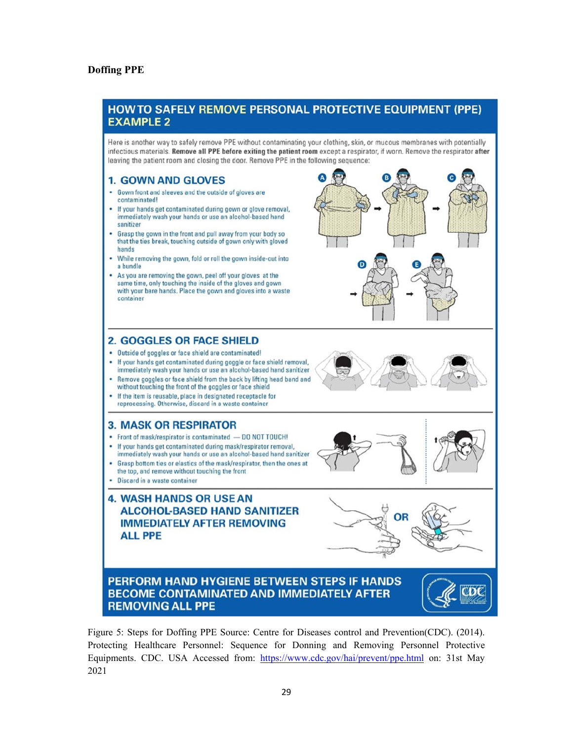**Doffing PPE**

## HOW TO SAFELY REMOVE PERSONAL PROTECTIVE EQUIPMENT (PPE) EXAMPLE 2

Here is another way to safely remove PPE without contaminating your clothing, skin, or mucous membranes with potentially infectious materials. **Remove all PPE before exiting the patient room** except a respirator, if worn. Remove the respirator **after** leaving the patient room and closing the door. Remove PPE in the following sequence:

### 1. GOWN AND GLOVES

- Gown front and sleeves and the outside of gloves are contaminated!
- If your hands get contaminated during gown or glove removal, immediately wash your hands or use an alcohol-based hand sanitizer
- Grasp the gown in the front and pull away from your body so that the ties break, touching outside of gown only with gloved hands
- While removing the gown, fold or roll the gown inside-out into a bundle
- As you are removing the gown, peel off your gloves at the same time, only touching the inside of the gloves and gown with your bare hands. Place the gown and gloves into a waste container

### 2. GOGGLES OR FACE SHIELD

- Outside of goggles or face shield are contaminated!
- If your hands get contaminated during goggle or face shield removal, immediately wash your hands or use an alcohol-based hand sanitizer
- Remove goggles or face shield from the back by lifting head band and without touching the front of the goggles or face shield
- If the item is reusable, place in designated receptacle for reprocessing. Otherwise, discard in a waste container

### 3. MASK OR RESPIRATOR

- Front of mask/respirator is contaminated — DO NOT TOUCH!
- If your hands get contaminated during mask/respirator removal, immediately wash your hands or use an alcohol-based hand sanitizer
- Grasp bottom ties or elastics of the mask/respirator, then the ones at the top, and remove without touching the front
- Discard in a waste container

### 4. WASH HANDS OR USE AN ALCOHOL-BASED HAND SANITIZER IMMEDIATELY AFTER REMOVING ALL PPE

OR

**PERFORM HAND HYGIENE BETWEEN STEPS IF HANDS BECOME CONTAMINATED AND IMMEDIATELY AFTER REMOVING ALL PPE**

Figure 5: Steps for Doffing PPE Source: Centre for Diseases control and Prevention(CDC). (2014). Protecting Healthcare Personnel: Sequence for Donning and Removing Personnel Protective Equipments. CDC. USA Accessed from: https://www.cdc.gov/hai/prevent/ppe.html on: 31st May 2021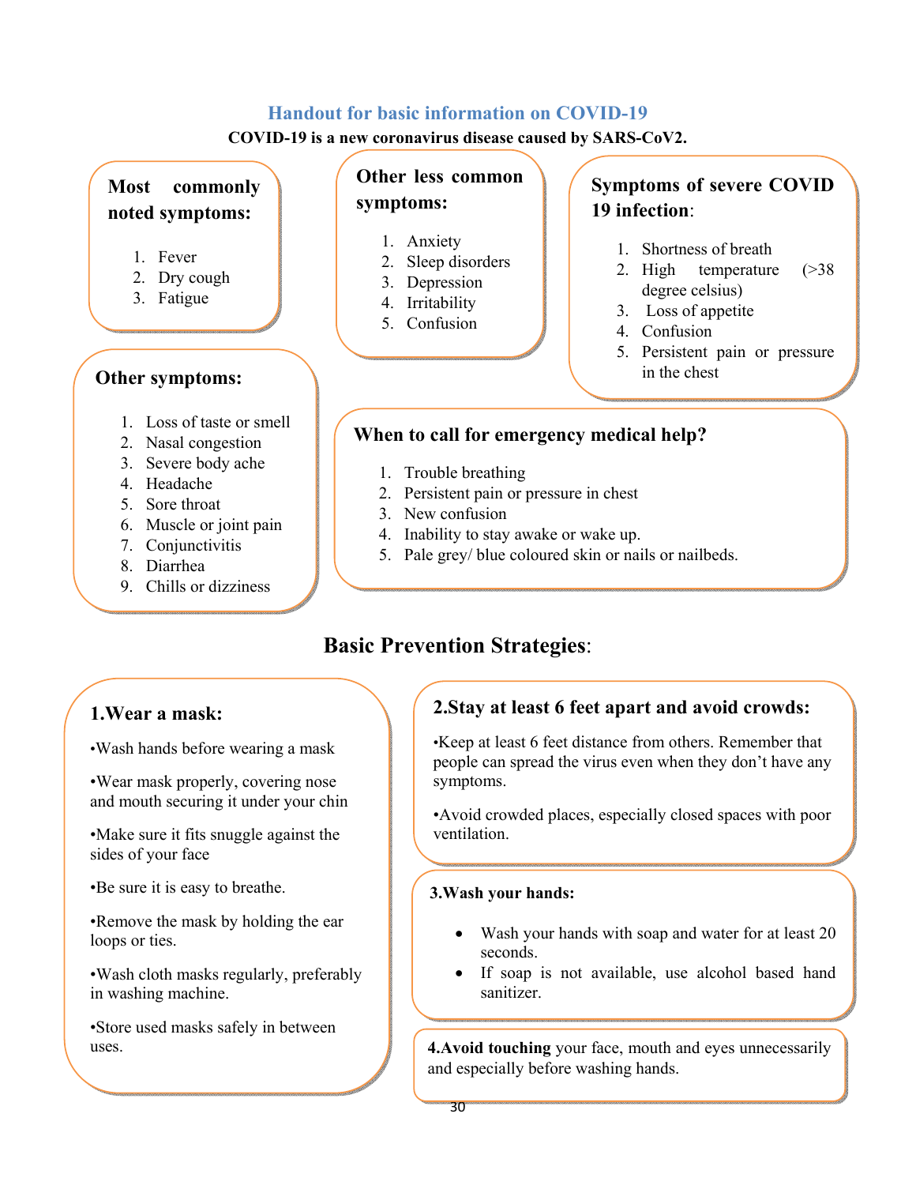## Handout for basic information on COVID-19

**COVID-19 is a new coronavirus disease caused by SARS-CoV2.**

### Most commonly noted symptoms:

1. Fever
2. Dry cough
3. Fatigue

### Other less common symptoms:

1. Anxiety
2. Sleep disorders
3. Depression
4. Irritability
5. Confusion

### Symptoms of severe COVID 19 infection:

1. Shortness of breath
2. High temperature (>38 degree celsius)
3. Loss of appetite
4. Confusion
5. Persistent pain or pressure in the chest

### Other symptoms:

1. Loss of taste or smell
2. Nasal congestion
3. Severe body ache
4. Headache
5. Sore throat
6. Muscle or joint pain
7. Conjunctivitis
8. Diarrhea
9. Chills or dizziness

### When to call for emergency medical help?

1. Trouble breathing
2. Persistent pain or pressure in chest
3. New confusion
4. Inability to stay awake or wake up.
5. Pale grey/ blue coloured skin or nails or nailbeds.

## Basic Prevention Strategies:

### 1.Wear a mask:

•Wash hands before wearing a mask

•Wear mask properly, covering nose and mouth securing it under your chin

•Make sure it fits snuggle against the sides of your face

•Be sure it is easy to breathe.

•Remove the mask by holding the ear loops or ties.

•Wash cloth masks regularly, preferably in washing machine.

•Store used masks safely in between uses.

### 2.Stay at least 6 feet apart and avoid crowds:

•Keep at least 6 feet distance from others. Remember that people can spread the virus even when they don't have any symptoms.

•Avoid crowded places, especially closed spaces with poor ventilation.

### 3.Wash your hands:

- Wash your hands with soap and water for at least 20 seconds.
- If soap is not available, use alcohol based hand sanitizer.

**4.Avoid touching** your face, mouth and eyes unnecessarily and especially before washing hands.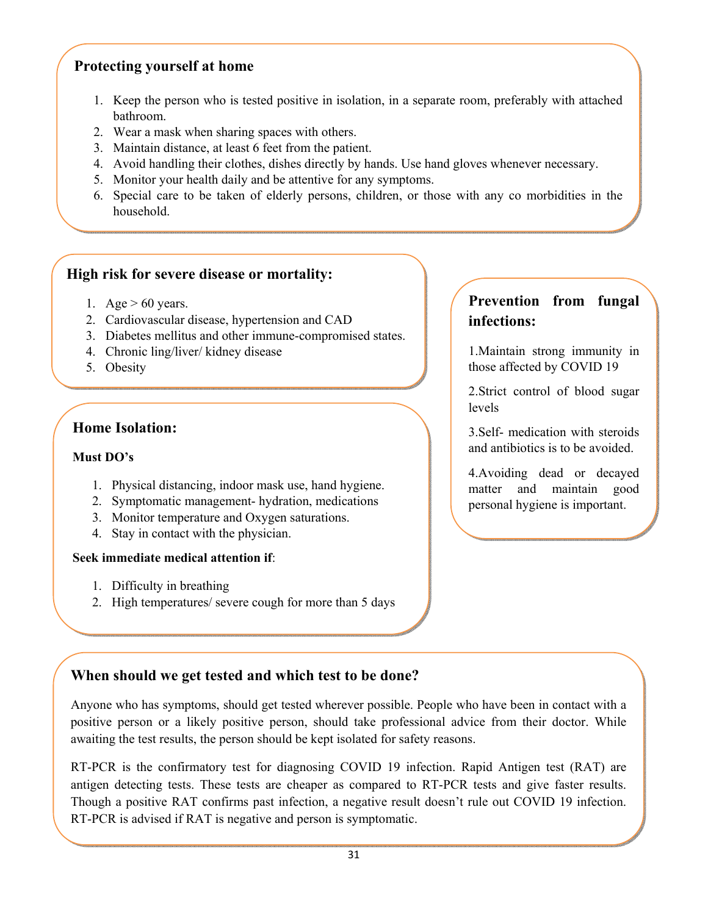## Protecting yourself at home

1. Keep the person who is tested positive in isolation, in a separate room, preferably with attached bathroom.
2. Wear a mask when sharing spaces with others.
3. Maintain distance, at least 6 feet from the patient.
4. Avoid handling their clothes, dishes directly by hands. Use hand gloves whenever necessary.
5. Monitor your health daily and be attentive for any symptoms.
6. Special care to be taken of elderly persons, children, or those with any co morbidities in the household.

## High risk for severe disease or mortality:

1. Age > 60 years.
2. Cardiovascular disease, hypertension and CAD
3. Diabetes mellitus and other immune-compromised states.
4. Chronic ling/liver/ kidney disease
5. Obesity

## Home Isolation:

**Must DO's**

1. Physical distancing, indoor mask use, hand hygiene.
2. Symptomatic management- hydration, medications
3. Monitor temperature and Oxygen saturations.
4. Stay in contact with the physician.

**Seek immediate medical attention if**:

1. Difficulty in breathing
2. High temperatures/ severe cough for more than 5 days

## Prevention from fungal infections:

1.Maintain strong immunity in those affected by COVID 19

2.Strict control of blood sugar levels

3.Self- medication with steroids and antibiotics is to be avoided.

4.Avoiding dead or decayed matter and maintain good personal hygiene is important.

## When should we get tested and which test to be done?

Anyone who has symptoms, should get tested wherever possible. People who have been in contact with a positive person or a likely positive person, should take professional advice from their doctor. While awaiting the test results, the person should be kept isolated for safety reasons.

RT-PCR is the confirmatory test for diagnosing COVID 19 infection. Rapid Antigen test (RAT) are antigen detecting tests. These tests are cheaper as compared to RT-PCR tests and give faster results. Though a positive RAT confirms past infection, a negative result doesn't rule out COVID 19 infection. RT-PCR is advised if RAT is negative and person is symptomatic.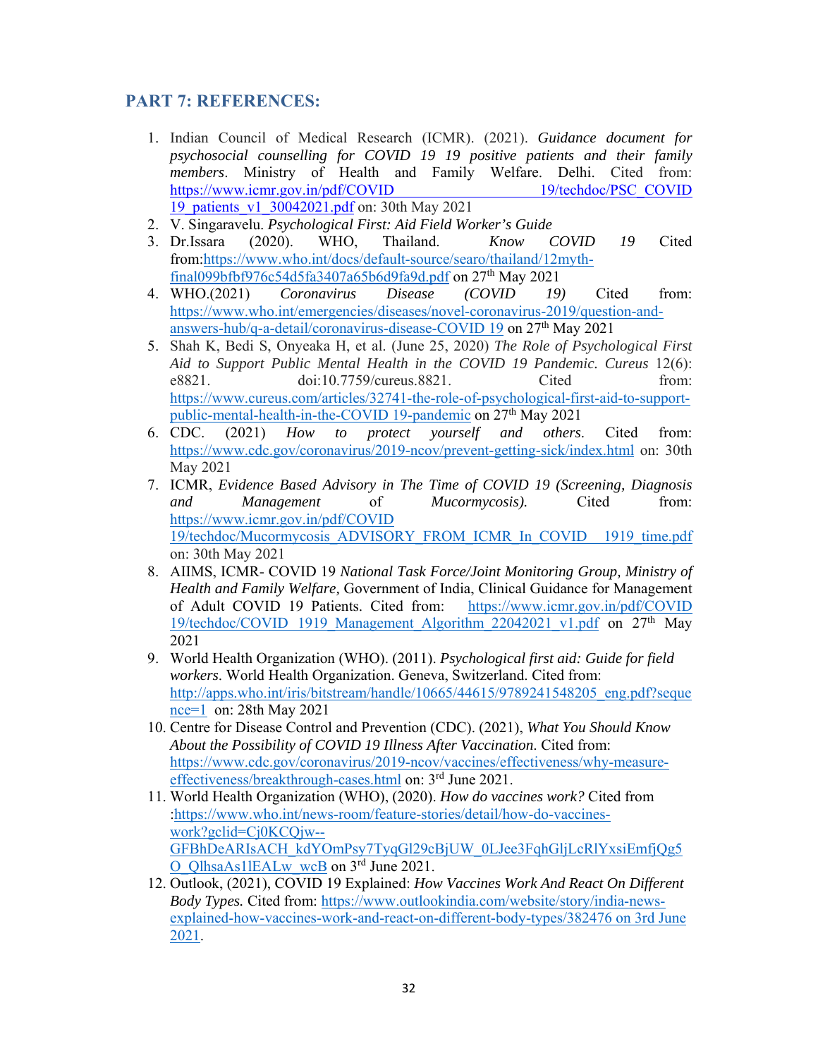## PART 7: REFERENCES:

1. Indian Council of Medical Research (ICMR). (2021). *Guidance document for psychosocial counselling for COVID 19 19 positive patients and their family members*. Ministry of Health and Family Welfare. Delhi. Cited from: https://www.icmr.gov.in/pdf/COVID 19/techdoc/PSC_COVID 19_patients_v1_30042021.pdf on: 30th May 2021
2. V. Singaravelu. *Psychological First: Aid Field Worker's Guide*
3. Dr.Issara (2020). WHO, Thailand. *Know COVID 19* Cited from:https://www.who.int/docs/default-source/searo/thailand/12myth-final099bfbf976c54d5fa3407a65b6d9fa9d.pdf on 27th May 2021
4. WHO.(2021) *Coronavirus Disease (COVID 19)* Cited from: https://www.who.int/emergencies/diseases/novel-coronavirus-2019/question-and-answers-hub/q-a-detail/coronavirus-disease-COVID 19 on 27th May 2021
5. Shah K, Bedi S, Onyeaka H, et al. (June 25, 2020) *The Role of Psychological First Aid to Support Public Mental Health in the COVID 19 Pandemic. Cureus* 12(6): e8821. doi:10.7759/cureus.8821. Cited from: https://www.cureus.com/articles/32741-the-role-of-psychological-first-aid-to-support-public-mental-health-in-the-COVID 19-pandemic on 27th May 2021
6. CDC. (2021) *How to protect yourself and others*. Cited from: https://www.cdc.gov/coronavirus/2019-ncov/prevent-getting-sick/index.html on: 30th May 2021
7. ICMR, *Evidence Based Advisory in The Time of COVID 19 (Screening, Diagnosis and Management of Mucormycosis).* Cited from: https://www.icmr.gov.in/pdf/COVID 19/techdoc/Mucormycosis_ADVISORY_FROM_ICMR_In_COVID 1919_time.pdf on: 30th May 2021
8. AIIMS, ICMR- COVID 19 *National Task Force/Joint Monitoring Group, Ministry of Health and Family Welfare,* Government of India, Clinical Guidance for Management of Adult COVID 19 Patients. Cited from: https://www.icmr.gov.in/pdf/COVID 19/techdoc/COVID 1919_Management_Algorithm_22042021_v1.pdf on 27th May 2021
9. World Health Organization (WHO). (2011). *Psychological first aid: Guide for field workers*. World Health Organization. Geneva, Switzerland. Cited from: http://apps.who.int/iris/bitstream/handle/10665/44615/9789241548205_eng.pdf?sequence=1 on: 28th May 2021
10. Centre for Disease Control and Prevention (CDC). (2021), *What You Should Know About the Possibility of COVID 19 Illness After Vaccination*. Cited from: https://www.cdc.gov/coronavirus/2019-ncov/vaccines/effectiveness/why-measure-effectiveness/breakthrough-cases.html on: 3rd June 2021.
11. World Health Organization (WHO), (2020). *How do vaccines work?* Cited from :https://www.who.int/news-room/feature-stories/detail/how-do-vaccines-work?gclid=Cj0KCQjw--GFBhDeARIsACH_kdYOmPsy7TyqGl29cBjUW_0LJee3FqhGljLcRlYxsiEmfjQg5O_QlhsaAs1lEALw_wcB on 3rd June 2021.
12. Outlook, (2021), COVID 19 Explained: *How Vaccines Work And React On Different Body Types.* Cited from: https://www.outlookindia.com/website/story/india-news-explained-how-vaccines-work-and-react-on-different-body-types/382476 on 3rd June 2021.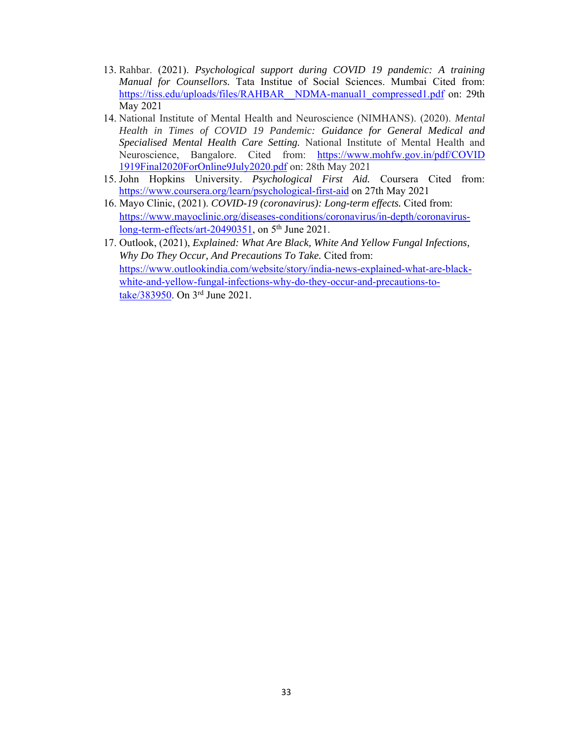13. Rahbar. (2021). *Psychological support during COVID 19 pandemic: A training Manual for Counsellors.* Tata Institue of Social Sciences. Mumbai Cited from: https://tiss.edu/uploads/files/RAHBAR__NDMA-manual1_compressed1.pdf on: 29th May 2021
14. National Institute of Mental Health and Neuroscience (NIMHANS). (2020). *Mental Health in Times of COVID 19 Pandemic: Guidance for General Medical and Specialised Mental Health Care Setting.* National Institute of Mental Health and Neuroscience, Bangalore. Cited from: https://www.mohfw.gov.in/pdf/COVID1919Final2020ForOnline9July2020.pdf on: 28th May 2021
15. John Hopkins University. *Psychological First Aid.* Coursera Cited from: https://www.coursera.org/learn/psychological-first-aid on 27th May 2021
16. Mayo Clinic, (2021). *COVID-19 (coronavirus): Long-term effects.* Cited from: https://www.mayoclinic.org/diseases-conditions/coronavirus/in-depth/coronavirus-long-term-effects/art-20490351, on 5th June 2021.
17. Outlook, (2021), *Explained: What Are Black, White And Yellow Fungal Infections, Why Do They Occur, And Precautions To Take.* Cited from: https://www.outlookindia.com/website/story/india-news-explained-what-are-black-white-and-yellow-fungal-infections-why-do-they-occur-and-precautions-to-take/383950. On 3rd June 2021.